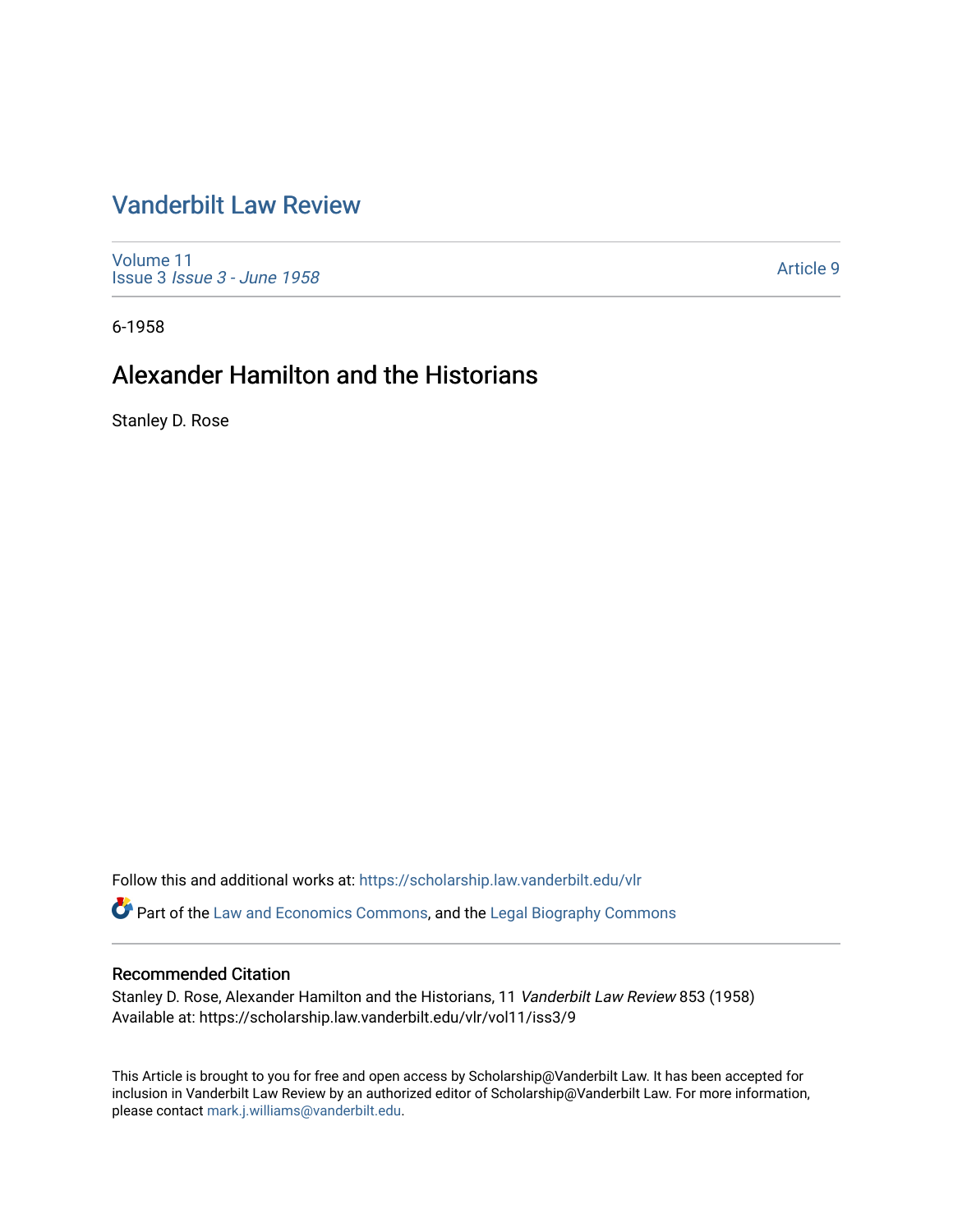# Vanderbilt Law Review

Volume 11
Issue 3 *Issue 3 - June 1958*

Article 9

6-1958

## Alexander Hamilton and the Historians

Stanley D. Rose

Follow this and additional works at: https://scholarship.law.vanderbilt.edu/vlr

Part of the Law and Economics Commons, and the Legal Biography Commons

### Recommended Citation

Stanley D. Rose, Alexander Hamilton and the Historians, 11 *Vanderbilt Law Review* 853 (1958)
Available at: https://scholarship.law.vanderbilt.edu/vlr/vol11/iss3/9

This Article is brought to you for free and open access by Scholarship@Vanderbilt Law. It has been accepted for inclusion in Vanderbilt Law Review by an authorized editor of Scholarship@Vanderbilt Law. For more information, please contact mark.j.williams@vanderbilt.edu.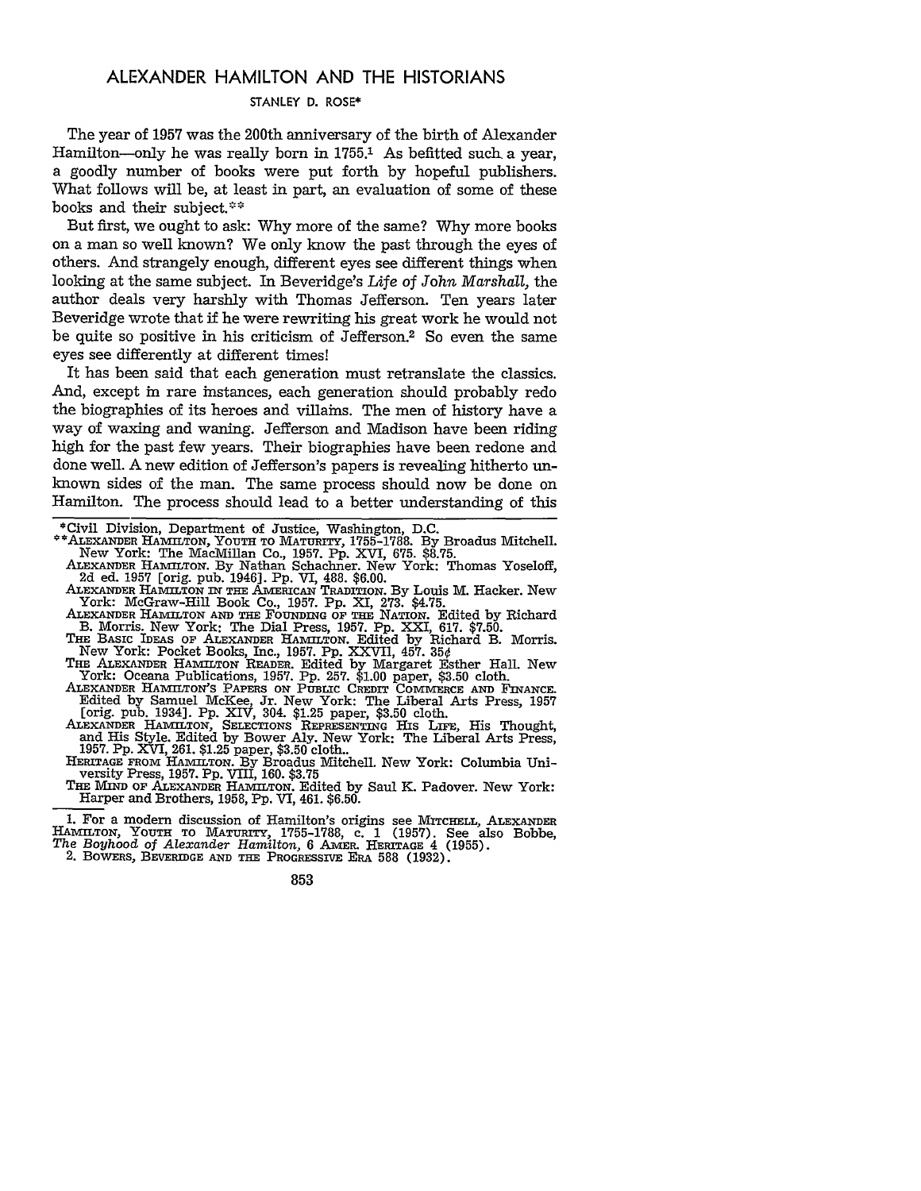# ALEXANDER HAMILTON AND THE HISTORIANS

STANLEY D. ROSE*

The year of 1957 was the 200th anniversary of the birth of Alexander Hamilton—only he was really born in 1755.[1] As befitted such a year, a goodly number of books were put forth by hopeful publishers. What follows will be, at least in part, an evaluation of some of these books and their subject.**

But first, we ought to ask: Why more of the same? Why more books on a man so well known? We only know the past through the eyes of others. And strangely enough, different eyes see different things when looking at the same subject. In Beveridge's *Life of John Marshall,* the author deals very harshly with Thomas Jefferson. Ten years later Beveridge wrote that if he were rewriting his great work he would not be quite so positive in his criticism of Jefferson.[2] So even the same eyes see differently at different times!

It has been said that each generation must retranslate the classics. And, except in rare instances, each generation should probably redo the biographies of its heroes and villains. The men of history have a way of waxing and waning. Jefferson and Madison have been riding high for the past few years. Their biographies have been redone and done well. A new edition of Jefferson's papers is revealing hitherto unknown sides of the man. The same process should now be done on Hamilton. The process should lead to a better understanding of this

---

*Civil Division, Department of Justice, Washington, D.C.

**ALEXANDER HAMILTON, YOUTH TO MATURITY, 1755-1788. By Broadus Mitchell. New York: The MacMillan Co., 1957. Pp. XVI, 675. $8.75.
ALEXANDER HAMILTON. By Nathan Schachner. New York: Thomas Yoseloff, 2d ed. 1957 [orig. pub. 1946]. Pp. VI, 488. $6.00.
ALEXANDER HAMILTON IN THE AMERICAN TRADITION. By Louis M. Hacker. New York: McGraw-Hill Book Co., 1957. Pp. XI, 273. $4.75.
ALEXANDER HAMILTON AND THE FOUNDING OF THE NATION. Edited by Richard B. Morris. New York: The Dial Press, 1957. Pp. XXI, 617. $7.50.
THE BASIC IDEAS OF ALEXANDER HAMILTON. Edited by Richard B. Morris. New York: Pocket Books, Inc., 1957. Pp. XXVII, 457. 35¢
THE ALEXANDER HAMILTON READER. Edited by Margaret Esther Hall. New York: Oceana Publications, 1957. Pp. 257. $1.00 paper, $3.50 cloth.
ALEXANDER HAMILTON'S PAPERS ON PUBLIC CREDIT COMMERCE AND FINANCE. Edited by Samuel McKee, Jr. New York: The Liberal Arts Press, 1957 [orig. pub. 1934]. Pp. XIV, 304. $1.25 paper, $3.50 cloth.
ALEXANDER HAMILTON, SELECTIONS REPRESENTING HIS LIFE, HIS THOUGHT, AND HIS STYLE. Edited by Bower Aly. New York: The Liberal Arts Press, 1957. Pp. XVI, 261. $1.25 paper, $3.50 cloth..
HERITAGE FROM HAMILTON. By Broadus Mitchell. New York: Columbia University Press, 1957. Pp. VIII, 160. $3.75
THE MIND OF ALEXANDER HAMILTON. Edited by Saul K. Padover. New York: Harper and Brothers, 1958, Pp. VI, 461. $6.50.

1. For a modern discussion of Hamilton's origins see MITCHELL, ALEXANDER HAMILTON, YOUTH TO MATURITY, 1755-1788, c. 1 (1957). See also Bobbe, *The Boyhood of Alexander Hamilton,* 6 AMER. HERITAGE 4 (1955).

2. BOWERS, BEVERIDGE AND THE PROGRESSIVE ERA 588 (1932).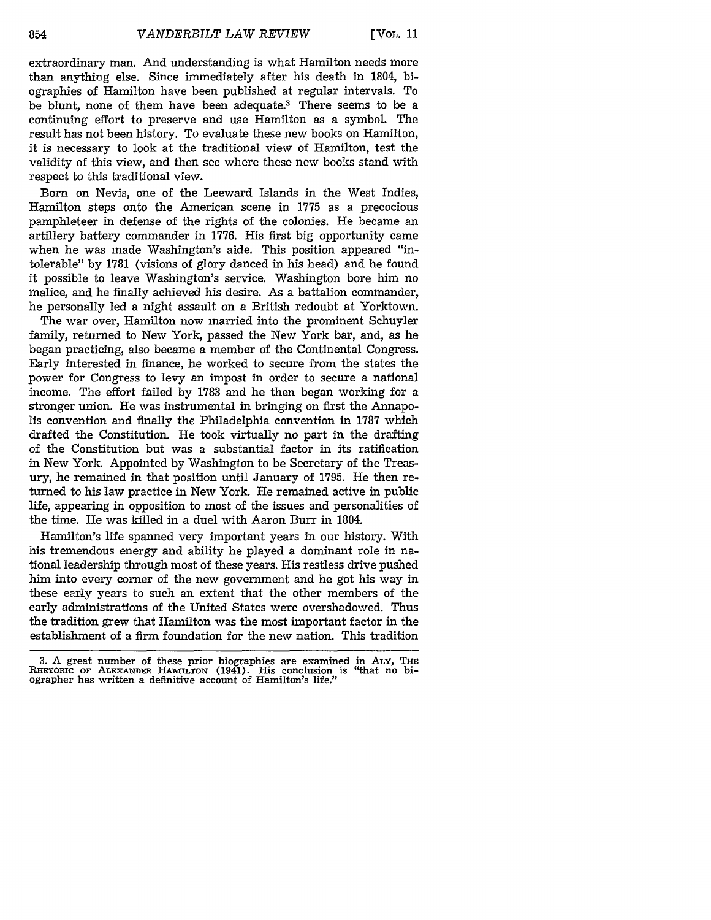extraordinary man. And understanding is what Hamilton needs more than anything else. Since immediately after his death in 1804, biographies of Hamilton have been published at regular intervals. To be blunt, none of them have been adequate.[3] There seems to be a continuing effort to preserve and use Hamilton as a symbol. The result has not been history. To evaluate these new books on Hamilton, it is necessary to look at the traditional view of Hamilton, test the validity of this view, and then see where these new books stand with respect to this traditional view.

Born on Nevis, one of the Leeward Islands in the West Indies, Hamilton steps onto the American scene in 1775 as a precocious pamphleteer in defense of the rights of the colonies. He became an artillery battery commander in 1776. His first big opportunity came when he was made Washington's aide. This position appeared "intolerable" by 1781 (visions of glory danced in his head) and he found it possible to leave Washington's service. Washington bore him no malice, and he finally achieved his desire. As a battalion commander, he personally led a night assault on a British redoubt at Yorktown.

The war over, Hamilton now married into the prominent Schuyler family, returned to New York, passed the New York bar, and, as he began practicing, also became a member of the Continental Congress. Early interested in finance, he worked to secure from the states the power for Congress to levy an impost in order to secure a national income. The effort failed by 1783 and he then began working for a stronger union. He was instrumental in bringing on first the Annapolis convention and finally the Philadelphia convention in 1787 which drafted the Constitution. He took virtually no part in the drafting of the Constitution but was a substantial factor in its ratification in New York. Appointed by Washington to be Secretary of the Treasury, he remained in that position until January of 1795. He then returned to his law practice in New York. He remained active in public life, appearing in opposition to most of the issues and personalities of the time. He was killed in a duel with Aaron Burr in 1804.

Hamilton's life spanned very important years in our history. With his tremendous energy and ability he played a dominant role in national leadership through most of these years. His restless drive pushed him into every corner of the new government and he got his way in these early years to such an extent that the other members of the early administrations of the United States were overshadowed. Thus the tradition grew that Hamilton was the most important factor in the establishment of a firm foundation for the new nation. This tradition

---

3. A great number of these prior biographies are examined in ALY, THE RHETORIC OF ALEXANDER HAMILTON (1941). His conclusion is "that no biographer has written a definitive account of Hamilton's life."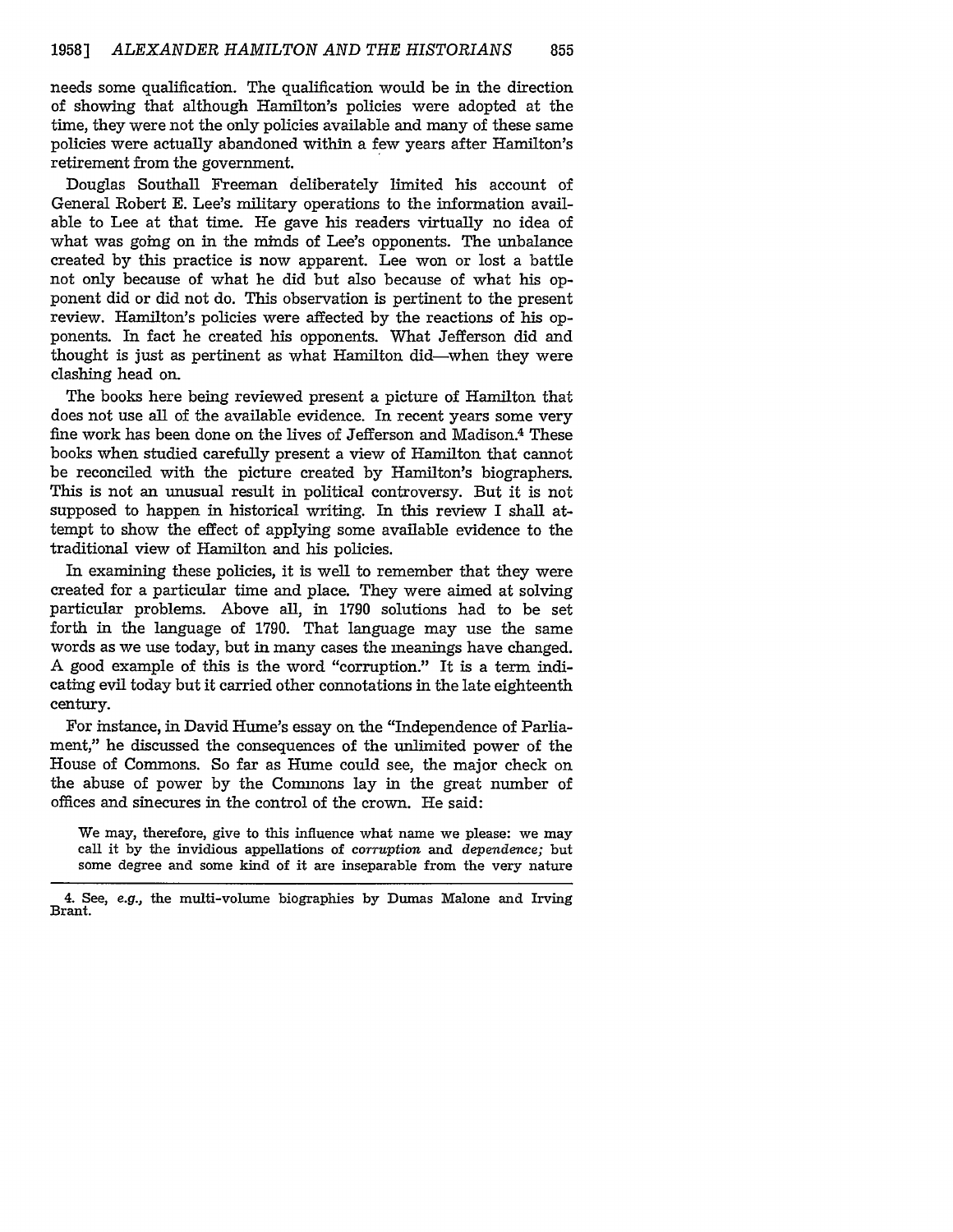needs some qualification. The qualification would be in the direction of showing that although Hamilton's policies were adopted at the time, they were not the only policies available and many of these same policies were actually abandoned within a few years after Hamilton's retirement from the government.

Douglas Southall Freeman deliberately limited his account of General Robert E. Lee's military operations to the information available to Lee at that time. He gave his readers virtually no idea of what was going on in the minds of Lee's opponents. The unbalance created by this practice is now apparent. Lee won or lost a battle not only because of what he did but also because of what his opponent did or did not do. This observation is pertinent to the present review. Hamilton's policies were affected by the reactions of his opponents. In fact he created his opponents. What Jefferson did and thought is just as pertinent as what Hamilton did—when they were clashing head on.

The books here being reviewed present a picture of Hamilton that does not use all of the available evidence. In recent years some very fine work has been done on the lives of Jefferson and Madison.[4] These books when studied carefully present a view of Hamilton that cannot be reconciled with the picture created by Hamilton's biographers. This is not an unusual result in political controversy. But it is not supposed to happen in historical writing. In this review I shall attempt to show the effect of applying some available evidence to the traditional view of Hamilton and his policies.

In examining these policies, it is well to remember that they were created for a particular time and place. They were aimed at solving particular problems. Above all, in 1790 solutions had to be set forth in the language of 1790. That language may use the same words as we use today, but in many cases the meanings have changed. A good example of this is the word "corruption." It is a term indicating evil today but it carried other connotations in the late eighteenth century.

For instance, in David Hume's essay on the "Independence of Parliament," he discussed the consequences of the unlimited power of the House of Commons. So far as Hume could see, the major check on the abuse of power by the Commons lay in the great number of offices and sinecures in the control of the crown. He said:

> We may, therefore, give to this influence what name we please: we may call it by the invidious appellations of *corruption* and *dependence;* but some degree and some kind of it are inseparable from the very nature

---

4. See, *e.g.*, the multi-volume biographies by Dumas Malone and Irving Brant.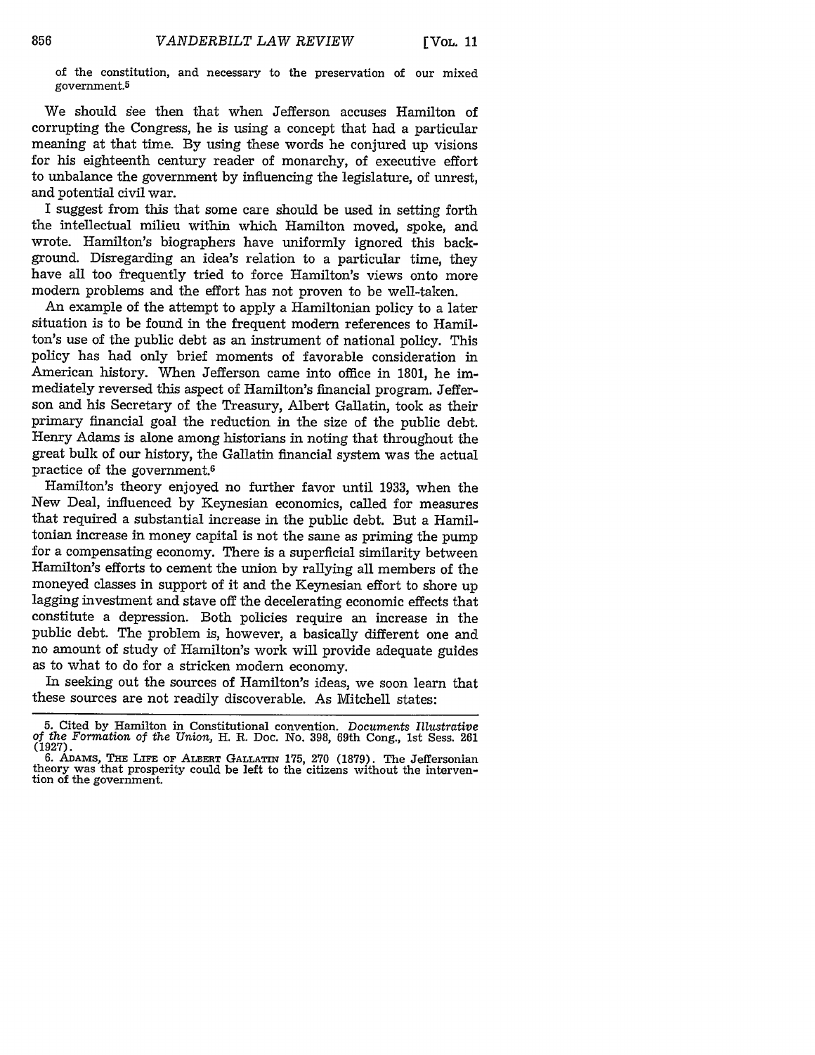of the constitution, and necessary to the preservation of our mixed government.[5]

We should see then that when Jefferson accuses Hamilton of corrupting the Congress, he is using a concept that had a particular meaning at that time. By using these words he conjured up visions for his eighteenth century reader of monarchy, of executive effort to unbalance the government by influencing the legislature, of unrest, and potential civil war.

I suggest from this that some care should be used in setting forth the intellectual milieu within which Hamilton moved, spoke, and wrote. Hamilton's biographers have uniformly ignored this background. Disregarding an idea's relation to a particular time, they have all too frequently tried to force Hamilton's views onto more modern problems and the effort has not proven to be well-taken.

An example of the attempt to apply a Hamiltonian policy to a later situation is to be found in the frequent modern references to Hamilton's use of the public debt as an instrument of national policy. This policy has had only brief moments of favorable consideration in American history. When Jefferson came into office in 1801, he immediately reversed this aspect of Hamilton's financial program. Jefferson and his Secretary of the Treasury, Albert Gallatin, took as their primary financial goal the reduction in the size of the public debt. Henry Adams is alone among historians in noting that throughout the great bulk of our history, the Gallatin financial system was the actual practice of the government.[6]

Hamilton's theory enjoyed no further favor until 1933, when the New Deal, influenced by Keynesian economics, called for measures that required a substantial increase in the public debt. But a Hamiltonian increase in money capital is not the same as priming the pump for a compensating economy. There is a superficial similarity between Hamilton's efforts to cement the union by rallying all members of the moneyed classes in support of it and the Keynesian effort to shore up lagging investment and stave off the decelerating economic effects that constitute a depression. Both policies require an increase in the public debt. The problem is, however, a basically different one and no amount of study of Hamilton's work will provide adequate guides as to what to do for a stricken modern economy.

In seeking out the sources of Hamilton's ideas, we soon learn that these sources are not readily discoverable. As Mitchell states:

---

5. Cited by Hamilton in Constitutional convention. *Documents Illustrative of the Formation of the Union*, H. R. Doc. No. 398, 69th Cong., 1st Sess. 261 (1927).

6. ADAMS, THE LIFE OF ALBERT GALLATIN 175, 270 (1879). The Jeffersonian theory was that prosperity could be left to the citizens without the intervention of the government.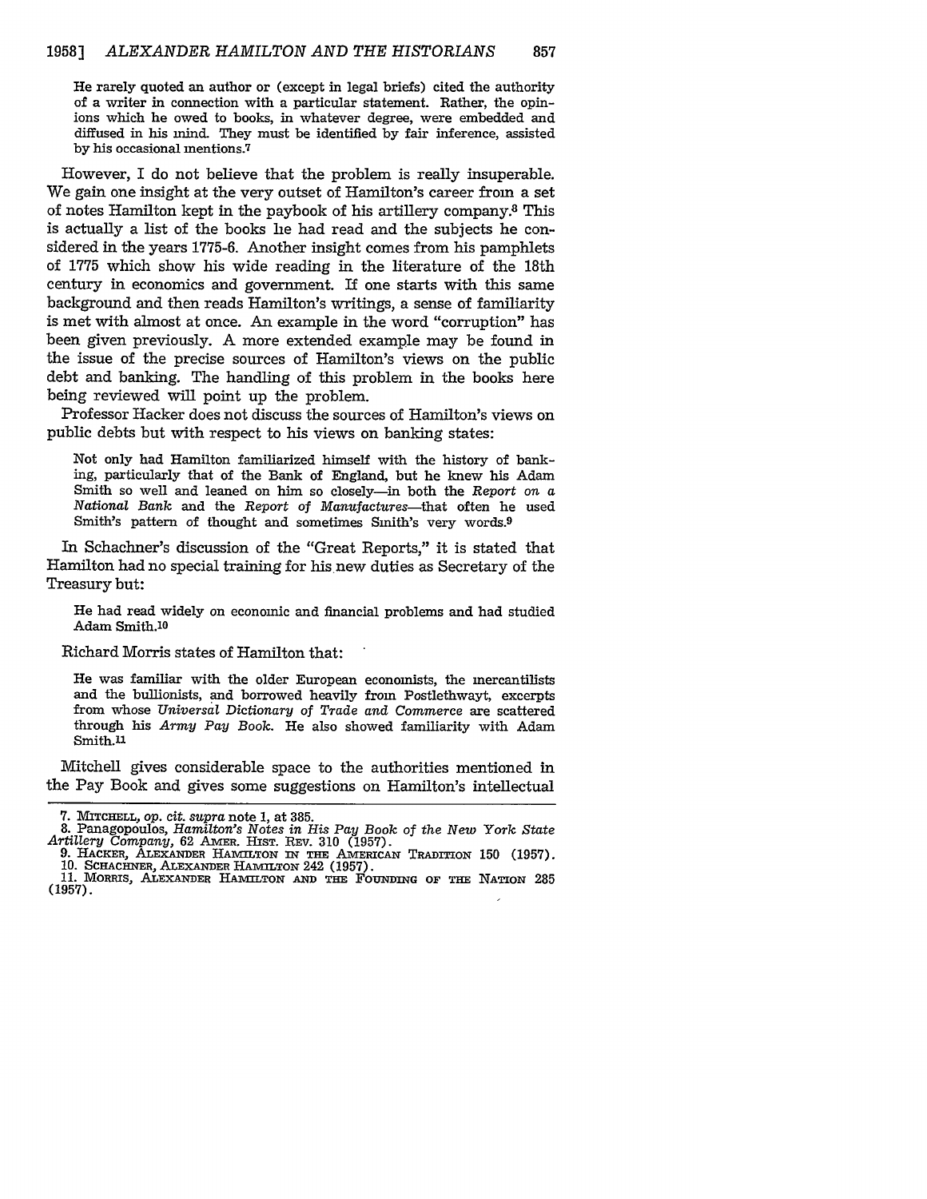> He rarely quoted an author or (except in legal briefs) cited the authority of a writer in connection with a particular statement. Rather, the opinions which he owed to books, in whatever degree, were embedded and diffused in his mind. They must be identified by fair inference, assisted by his occasional mentions.[7]

However, I do not believe that the problem is really insuperable. We gain one insight at the very outset of Hamilton's career from a set of notes Hamilton kept in the paybook of his artillery company.[8] This is actually a list of the books he had read and the subjects he considered in the years 1775-6. Another insight comes from his pamphlets of 1775 which show his wide reading in the literature of the 18th century in economics and government. If one starts with this same background and then reads Hamilton's writings, a sense of familiarity is met with almost at once. An example in the word "corruption" has been given previously. A more extended example may be found in the issue of the precise sources of Hamilton's views on the public debt and banking. The handling of this problem in the books here being reviewed will point up the problem.

Professor Hacker does not discuss the sources of Hamilton's views on public debts but with respect to his views on banking states:

> Not only had Hamilton familiarized himself with the history of banking, particularly that of the Bank of England, but he knew his Adam Smith so well and leaned on him so closely—in both the *Report on a National Bank* and the *Report of Manufactures*—that often he used Smith's pattern of thought and sometimes Smith's very words.[9]

In Schachner's discussion of the "Great Reports," it is stated that Hamilton had no special training for his new duties as Secretary of the Treasury but:

> He had read widely on economic and financial problems and had studied Adam Smith.[10]

Richard Morris states of Hamilton that:

> He was familiar with the older European economists, the mercantilists and the bullionists, and borrowed heavily from Postlethwayt, excerpts from whose *Universal Dictionary of Trade and Commerce* are scattered through his *Army Pay Book*. He also showed familiarity with Adam Smith.[11]

Mitchell gives considerable space to the authorities mentioned in the Pay Book and gives some suggestions on Hamilton's intellectual

---

7. MITCHELL, *op. cit. supra* note 1, at 385.
8. Panagopoulos, *Hamilton's Notes in His Pay Book of the New York State Artillery Company*, 62 AMER. HIST. REV. 310 (1957).
9. HACKER, ALEXANDER HAMILTON IN THE AMERICAN TRADITION 150 (1957).
10. SCHACHNER, ALEXANDER HAMILTON 242 (1957).
11. MORRIS, ALEXANDER HAMILTON AND THE FOUNDING OF THE NATION 285 (1957).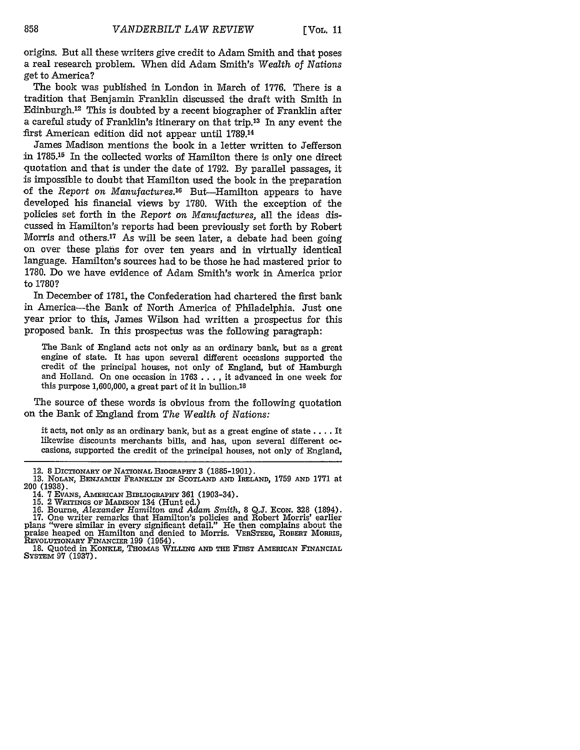origins. But all these writers give credit to Adam Smith and that poses a real research problem. When did Adam Smith's *Wealth of Nations* get to America?

The book was published in London in March of 1776. There is a tradition that Benjamin Franklin discussed the draft with Smith in Edinburgh.[12] This is doubted by a recent biographer of Franklin after a careful study of Franklin's itinerary on that trip.[13] In any event the first American edition did not appear until 1789.[14]

James Madison mentions the book in a letter written to Jefferson in 1785.[15] In the collected works of Hamilton there is only one direct quotation and that is under the date of 1792. By parallel passages, it is impossible to doubt that Hamilton used the book in the preparation of the *Report on Manufactures*.[16] But—Hamilton appears to have developed his financial views by 1780. With the exception of the policies set forth in the *Report on Manufactures*, all the ideas discussed in Hamilton's reports had been previously set forth by Robert Morris and others.[17] As will be seen later, a debate had been going on over these plans for over ten years and in virtually identical language. Hamilton's sources had to be those he had mastered prior to 1780. Do we have evidence of Adam Smith's work in America prior to 1780?

In December of 1781, the Confederation had chartered the first bank in America—the Bank of North America of Philadelphia. Just one year prior to this, James Wilson had written a prospectus for this proposed bank. In this prospectus was the following paragraph:

> The Bank of England acts not only as an ordinary bank, but as a great engine of state. It has upon several different occasions supported the credit of the principal houses, not only of England, but of Hamburgh and Holland. On one occasion in 1763 . . . , it advanced in one week for this purpose 1,600,000, a great part of it in bullion.[18]

The source of these words is obvious from the following quotation on the Bank of England from *The Wealth of Nations:*

> it acts, not only as an ordinary bank, but as a great engine of state . . . . It likewise discounts merchants bills, and has, upon several different occasions, supported the credit of the principal houses, not only of England,

---

12. 8 DICTIONARY OF NATIONAL BIOGRAPHY 3 (1885-1901).
13. NOLAN, BENJAMIN FRANKLIN IN SCOTLAND AND IRELAND, 1759 AND 1771 at 200 (1938).
14. 7 EVANS, AMERICAN BIBLIOGRAPHY 361 (1903-34).
15. 2 WRITINGS OF MADISON 134 (Hunt ed.)
16. Bourne, *Alexander Hamilton and Adam Smith*, 8 Q.J. ECON. 328 (1894).
17. One writer remarks that Hamilton's policies and Robert Morris' earlier plans "were similar in every significant detail." He then complains about the praise heaped on Hamilton and denied to Morris. VERSTEEG, ROBERT MORRIS, REVOLUTIONARY FINANCIER 199 (1954).
18. Quoted in KONKLE, THOMAS WILLING AND THE FIRST AMERICAN FINANCIAL SYSTEM 97 (1937).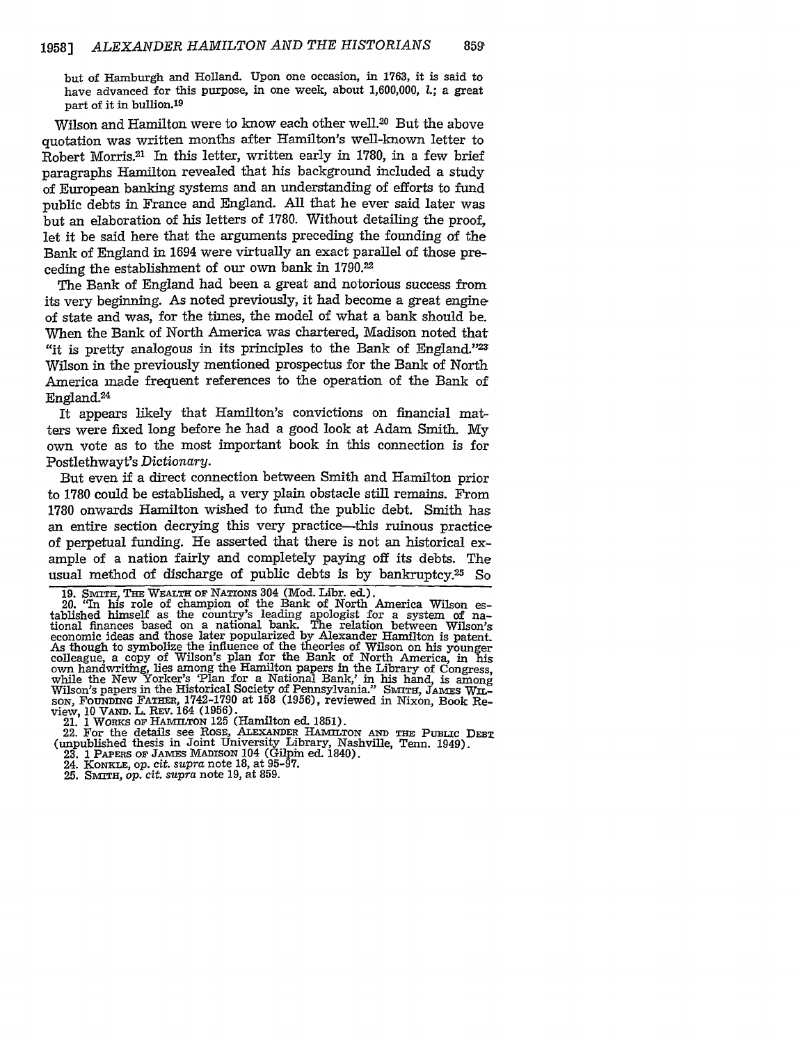but of Hamburgh and Holland. Upon one occasion, in 1763, it is said to have advanced for this purpose, in one week, about 1,600,000, *l.*; a great part of it in bullion.[19]

Wilson and Hamilton were to know each other well.[20] But the above quotation was written months after Hamilton's well-known letter to Robert Morris.[21] In this letter, written early in 1780, in a few brief paragraphs Hamilton revealed that his background included a study of European banking systems and an understanding of efforts to fund public debts in France and England. All that he ever said later was but an elaboration of his letters of 1780. Without detailing the proof, let it be said here that the arguments preceding the founding of the Bank of England in 1694 were virtually an exact parallel of those preceding the establishment of our own bank in 1790.[22]

The Bank of England had been a great and notorious success from its very beginning. As noted previously, it had become a great engine of state and was, for the times, the model of what a bank should be. When the Bank of North America was chartered, Madison noted that "it is pretty analogous in its principles to the Bank of England."[23] Wilson in the previously mentioned prospectus for the Bank of North America made frequent references to the operation of the Bank of England.[24]

It appears likely that Hamilton's convictions on financial matters were fixed long before he had a good look at Adam Smith. My own vote as to the most important book in this connection is for Postlethwayt's *Dictionary*.

But even if a direct connection between Smith and Hamilton prior to 1780 could be established, a very plain obstacle still remains. From 1780 onwards Hamilton wished to fund the public debt. Smith has an entire section decrying this very practice—this ruinous practice of perpetual funding. He asserted that there is not an historical example of a nation fairly and completely paying off its debts. The usual method of discharge of public debts is by bankruptcy.[25] So

---

19. SMITH, THE WEALTH OF NATIONS 304 (Mod. Libr. ed.).

20. "In his role of champion of the Bank of North America Wilson established himself as the country's leading apologist for a system of national finances based on a national bank. The relation between Wilson's economic ideas and those later popularized by Alexander Hamilton is patent. As though to symbolize the influence of the theories of Wilson on his younger colleague, a copy of Wilson's plan for the Bank of North America, in his own handwriting, lies among the Hamilton papers in the Library of Congress, while the New Yorker's 'Plan for a National Bank,' in his hand, is among Wilson's papers in the Historical Society of Pennsylvania." SMITH, JAMES WILSON, FOUNDING FATHER, 1742-1790 at 158 (1956), reviewed in Nixon, Book Review, 10 VAND. L. REV. 164 (1956).

21. 1 WORKS OF HAMILTON 125 (Hamilton ed. 1851).

22. For the details see ROSE, ALEXANDER HAMILTON AND THE PUBLIC DEBT (unpublished thesis in Joint University Library, Nashville, Tenn. 1949).

23. 1 PAPERS OF JAMES MADISON 104 (Gilpin ed. 1840).

24. KONKLE, *op. cit. supra* note 18, at 95-97.

25. SMITH, *op. cit. supra* note 19, at 859.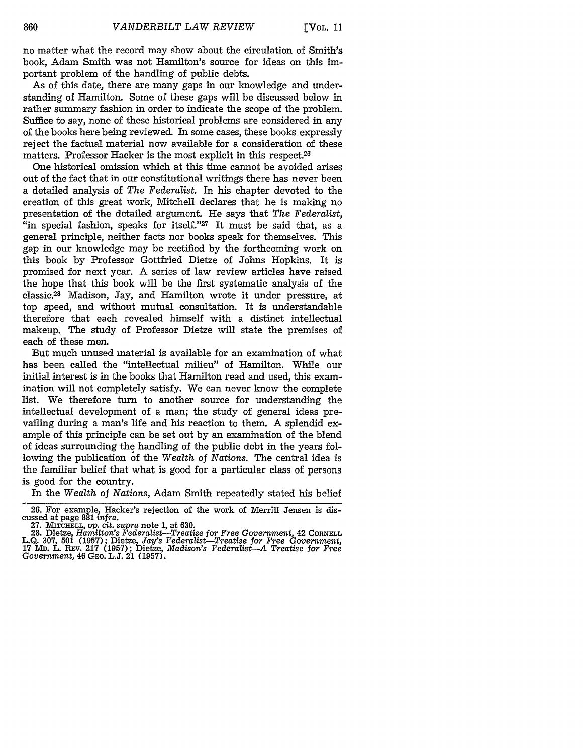no matter what the record may show about the circulation of Smith's book, Adam Smith was not Hamilton's source for ideas on this important problem of the handling of public debts.

As of this date, there are many gaps in our knowledge and understanding of Hamilton. Some of these gaps will be discussed below in rather summary fashion in order to indicate the scope of the problem. Suffice to say, none of these historical problems are considered in any of the books here being reviewed. In some cases, these books expressly reject the factual material now available for a consideration of these matters. Professor Hacker is the most explicit in this respect.[26]

One historical omission which at this time cannot be avoided arises out of the fact that in our constitutional writings there has never been a detailed analysis of *The Federalist*. In his chapter devoted to the creation of this great work, Mitchell declares that he is making no presentation of the detailed argument. He says that *The Federalist*, "in special fashion, speaks for itself."[27] It must be said that, as a general principle, neither facts nor books speak for themselves. This gap in our knowledge may be rectified by the forthcoming work on this book by Professor Gottfried Dietze of Johns Hopkins. It is promised for next year. A series of law review articles have raised the hope that this book will be the first systematic analysis of the classic.[28] Madison, Jay, and Hamilton wrote it under pressure, at top speed, and without mutual consultation. It is understandable therefore that each revealed himself with a distinct intellectual makeup. The study of Professor Dietze will state the premises of each of these men.

But much unused material is available for an examination of what has been called the "intellectual milieu" of Hamilton. While our initial interest is in the books that Hamilton read and used, this examination will not completely satisfy. We can never know the complete list. We therefore turn to another source for understanding the intellectual development of a man; the study of general ideas prevailing during a man's life and his reaction to them. A splendid example of this principle can be set out by an examination of the blend of ideas surrounding the handling of the public debt in the years following the publication of the *Wealth of Nations*. The central idea is the familiar belief that what is good for a particular class of persons is good for the country.

In the *Wealth of Nations*, Adam Smith repeatedly stated his belief

26. For example, Hacker's rejection of the work of Merrill Jensen is discussed at page 881 *infra*.

27. MITCHELL, *op. cit. supra* note 1, at 630.

28. Dietze, *Hamilton's Federalist—Treatise for Free Government*, 42 CORNELL L.Q. 307, 501 (1957); Dietze, *Jay's Federalist—Treatise for Free Government*, 17 MD. L. REV. 217 (1957); Dietze, *Madison's Federalist—A Treatise for Free Government*, 46 GEO. L.J. 21 (1957).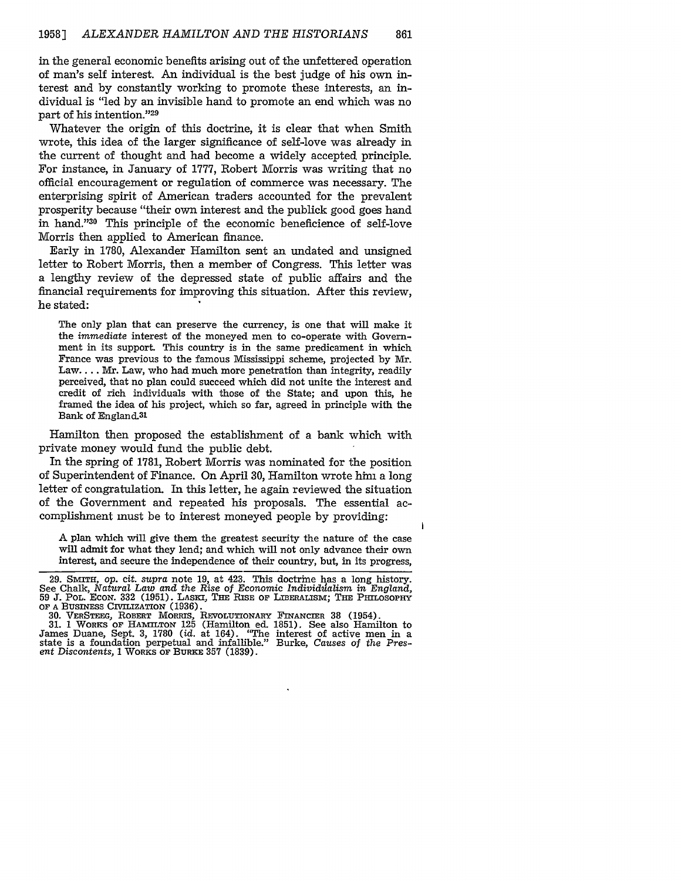in the general economic benefits arising out of the unfettered operation of man's self interest. An individual is the best judge of his own interest and by constantly working to promote these interests, an individual is "led by an invisible hand to promote an end which was no part of his intention."[29]

Whatever the origin of this doctrine, it is clear that when Smith wrote, this idea of the larger significance of self-love was already in the current of thought and had become a widely accepted principle. For instance, in January of 1777, Robert Morris was writing that no official encouragement or regulation of commerce was necessary. The enterprising spirit of American traders accounted for the prevalent prosperity because "their own interest and the publick good goes hand in hand."[30] This principle of the economic beneficience of self-love Morris then applied to American finance.

Early in 1780, Alexander Hamilton sent an undated and unsigned letter to Robert Morris, then a member of Congress. This letter was a lengthy review of the depressed state of public affairs and the financial requirements for improving this situation. After this review, he stated:

> The only plan that can preserve the currency, is one that will make it the *immediate* interest of the moneyed men to co-operate with Government in its support. This country is in the same predicament in which France was previous to the famous Mississippi scheme, projected by Mr. Law. . . . Mr. Law, who had much more penetration than integrity, readily perceived, that no plan could succeed which did not unite the interest and credit of rich individuals with those of the State; and upon this, he framed the idea of his project, which so far, agreed in principle with the Bank of England.[31]

Hamilton then proposed the establishment of a bank which with private money would fund the public debt.

In the spring of 1781, Robert Morris was nominated for the position of Superintendent of Finance. On April 30, Hamilton wrote him a long letter of congratulation. In this letter, he again reviewed the situation of the Government and repeated his proposals. The essential accomplishment must be to interest moneyed people by providing:

> A plan which will give them the greatest security the nature of the case will admit for what they lend; and which will not only advance their own interest, and secure the independence of their country, but, in its progress,

---

29. SMITH, *op. cit. supra* note 19, at 423. This doctrine has a long history. See Chalk, *Natural Law and the Rise of Economic Individualism in England*, 59 J. POL. ECON. 332 (1951). LASKI, THE RISE OF LIBERALISM; THE PHILOSOPHY OF A BUSINESS CIVILIZATION (1936).

30. VERSTEEG, ROBERT MORRIS, REVOLUTIONARY FINANCIER 38 (1954).

31. 1 WORKS OF HAMILTON 125 (Hamilton ed. 1851). See also Hamilton to James Duane, Sept. 3, 1780 (*id.* at 164). "The interest of active men in a state is a foundation perpetual and infallible." Burke, *Causes of the Present Discontents*, 1 WORKS OF BURKE 357 (1839).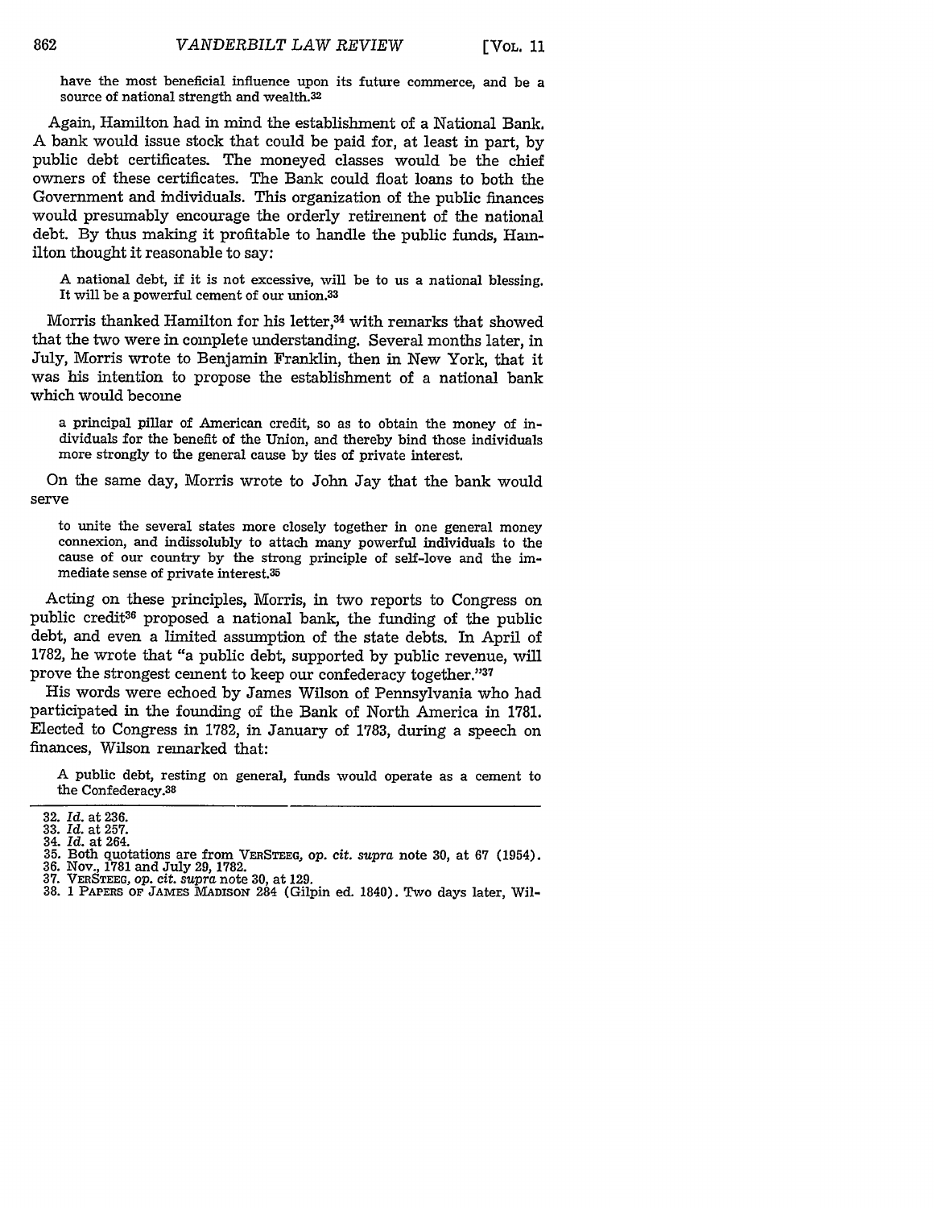have the most beneficial influence upon its future commerce, and be a source of national strength and wealth.[32]

Again, Hamilton had in mind the establishment of a National Bank. A bank would issue stock that could be paid for, at least in part, by public debt certificates. The moneyed classes would be the chief owners of these certificates. The Bank could float loans to both the Government and individuals. This organization of the public finances would presumably encourage the orderly retirement of the national debt. By thus making it profitable to handle the public funds, Hamilton thought it reasonable to say:

> A national debt, if it is not excessive, will be to us a national blessing. It will be a powerful cement of our union.[33]

Morris thanked Hamilton for his letter,[34] with remarks that showed that the two were in complete understanding. Several months later, in July, Morris wrote to Benjamin Franklin, then in New York, that it was his intention to propose the establishment of a national bank which would become

> a principal pillar of American credit, so as to obtain the money of individuals for the benefit of the Union, and thereby bind those individuals more strongly to the general cause by ties of private interest.

On the same day, Morris wrote to John Jay that the bank would serve

> to unite the several states more closely together in one general money connexion, and indissolubly to attach many powerful individuals to the cause of our country by the strong principle of self-love and the immediate sense of private interest.[35]

Acting on these principles, Morris, in two reports to Congress on public credit[36] proposed a national bank, the funding of the public debt, and even a limited assumption of the state debts. In April of 1782, he wrote that "a public debt, supported by public revenue, will prove the strongest cement to keep our confederacy together."[37]

His words were echoed by James Wilson of Pennsylvania who had participated in the founding of the Bank of North America in 1781. Elected to Congress in 1782, in January of 1783, during a speech on finances, Wilson remarked that:

> A public debt, resting on general, funds would operate as a cement to the Confederacy.[38]

---

32. *Id.* at 236.
33. *Id.* at 257.
34. *Id.* at 264.
35. Both quotations are from VERSTEEG, *op. cit. supra* note 30, at 67 (1954).
36. Nov., 1781 and July 29, 1782.
37. VERSTEEG, *op. cit. supra* note 30, at 129.
38. 1 PAPERS OF JAMES MADISON 284 (Gilpin ed. 1840). Two days later, Wil-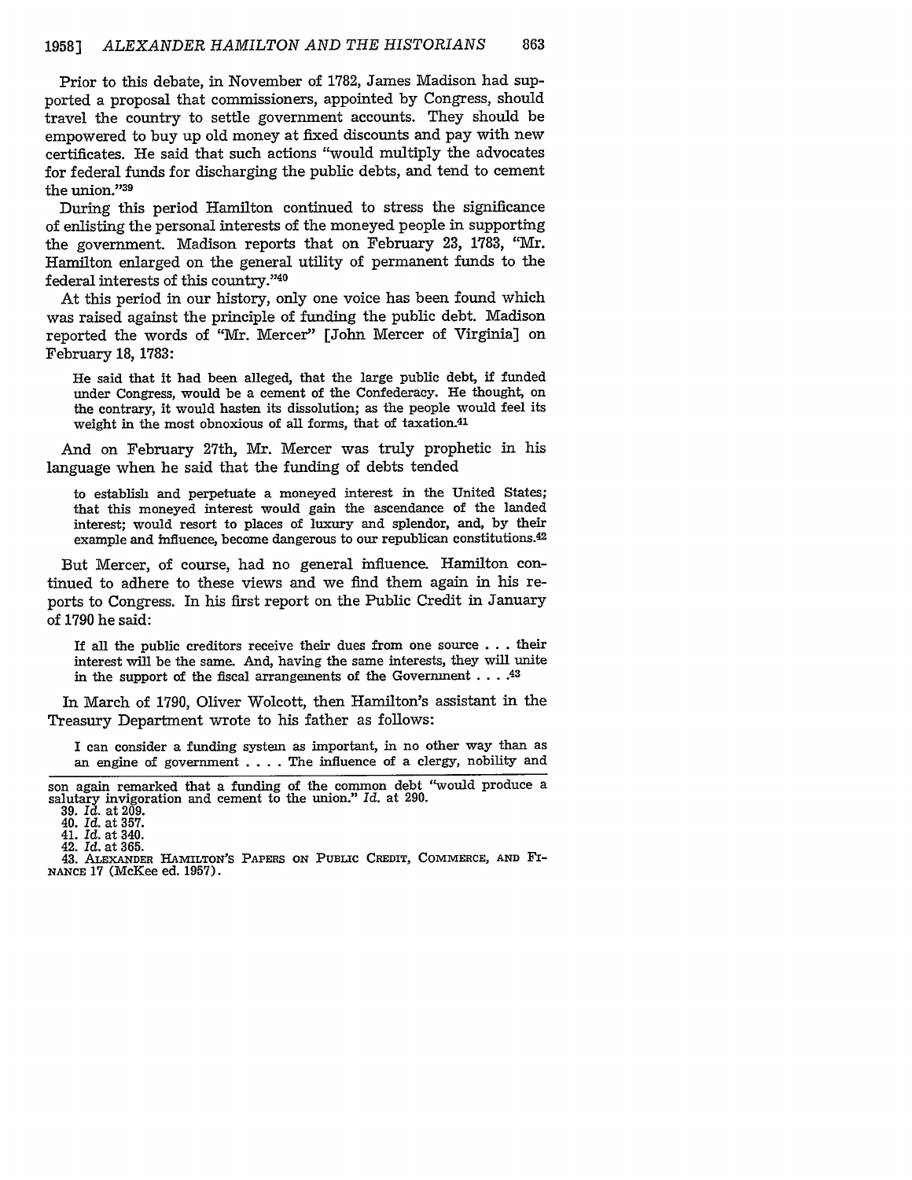Prior to this debate, in November of 1782, James Madison had supported a proposal that commissioners, appointed by Congress, should travel the country to settle government accounts. They should be empowered to buy up old money at fixed discounts and pay with new certificates. He said that such actions "would multiply the advocates for federal funds for discharging the public debts, and tend to cement the union."[39]

During this period Hamilton continued to stress the significance of enlisting the personal interests of the moneyed people in supporting the government. Madison reports that on February 23, 1783, "Mr. Hamilton enlarged on the general utility of permanent funds to the federal interests of this country."[40]

At this period in our history, only one voice has been found which was raised against the principle of funding the public debt. Madison reported the words of "Mr. Mercer" [John Mercer of Virginia] on February 18, 1783:

> He said that it had been alleged, that the large public debt, if funded under Congress, would be a cement of the Confederacy. He thought, on the contrary, it would hasten its dissolution; as the people would feel its weight in the most obnoxious of all forms, that of taxation.[41]

And on February 27th, Mr. Mercer was truly prophetic in his language when he said that the funding of debts tended

> to establish and perpetuate a moneyed interest in the United States; that this moneyed interest would gain the ascendance of the landed interest; would resort to places of luxury and splendor, and, by their example and influence, become dangerous to our republican constitutions.[42]

But Mercer, of course, had no general influence. Hamilton continued to adhere to these views and we find them again in his reports to Congress. In his first report on the Public Credit in January of 1790 he said:

> If all the public creditors receive their dues from one source . . . their interest will be the same. And, having the same interests, they will unite in the support of the fiscal arrangements of the Government . . . .[43]

In March of 1790, Oliver Wolcott, then Hamilton's assistant in the Treasury Department wrote to his father as follows:

> I can consider a funding system as important, in no other way than as an engine of government . . . . The influence of a clergy, nobility and

---

son again remarked that a funding of the common debt "would produce a salutary invigoration and cement to the union." *Id.* at 290.

39. *Id.* at 209.
40. *Id.* at 357.
41. *Id.* at 340.
42. *Id.* at 365.
43. ALEXANDER HAMILTON'S PAPERS ON PUBLIC CREDIT, COMMERCE, AND FINANCE 17 (McKee ed. 1957).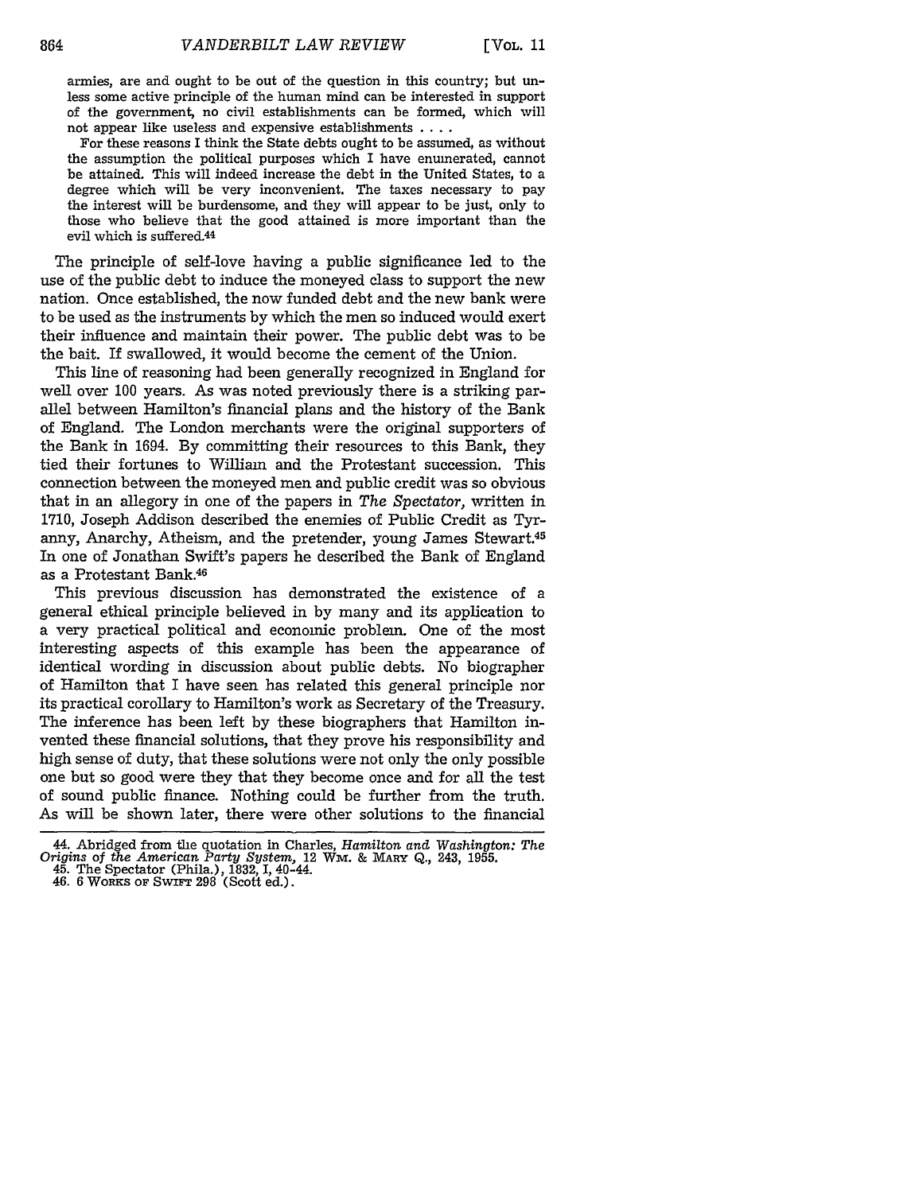armies, are and ought to be out of the question in this country; but unless some active principle of the human mind can be interested in support of the government, no civil establishments can be formed, which will not appear like useless and expensive establishments . . . .

For these reasons I think the State debts ought to be assumed, as without the assumption the political purposes which I have enumerated, cannot be attained. This will indeed increase the debt in the United States, to a degree which will be very inconvenient. The taxes necessary to pay the interest will be burdensome, and they will appear to be just, only to those who believe that the good attained is more important than the evil which is suffered.[44]

The principle of self-love having a public significance led to the use of the public debt to induce the moneyed class to support the new nation. Once established, the now funded debt and the new bank were to be used as the instruments by which the men so induced would exert their influence and maintain their power. The public debt was to be the bait. If swallowed, it would become the cement of the Union.

This line of reasoning had been generally recognized in England for well over 100 years. As was noted previously there is a striking parallel between Hamilton's financial plans and the history of the Bank of England. The London merchants were the original supporters of the Bank in 1694. By committing their resources to this Bank, they tied their fortunes to William and the Protestant succession. This connection between the moneyed men and public credit was so obvious that in an allegory in one of the papers in *The Spectator*, written in 1710, Joseph Addison described the enemies of Public Credit as Tyranny, Anarchy, Atheism, and the pretender, young James Stewart.[45] In one of Jonathan Swift's papers he described the Bank of England as a Protestant Bank.[46]

This previous discussion has demonstrated the existence of a general ethical principle believed in by many and its application to a very practical political and economic problem. One of the most interesting aspects of this example has been the appearance of identical wording in discussion about public debts. No biographer of Hamilton that I have seen has related this general principle nor its practical corollary to Hamilton's work as Secretary of the Treasury. The inference has been left by these biographers that Hamilton invented these financial solutions, that they prove his responsibility and high sense of duty, that these solutions were not only the only possible one but so good were they that they become once and for all the test of sound public finance. Nothing could be further from the truth. As will be shown later, there were other solutions to the financial

44. Abridged from the quotation in Charles, *Hamilton and Washington: The Origins of the American Party System*, 12 WM. & MARY Q., 243, 1955.

45. The Spectator (Phila.), 1832, I, 40-44.

46. 6 WORKS OF SWIFT 298 (Scott ed.).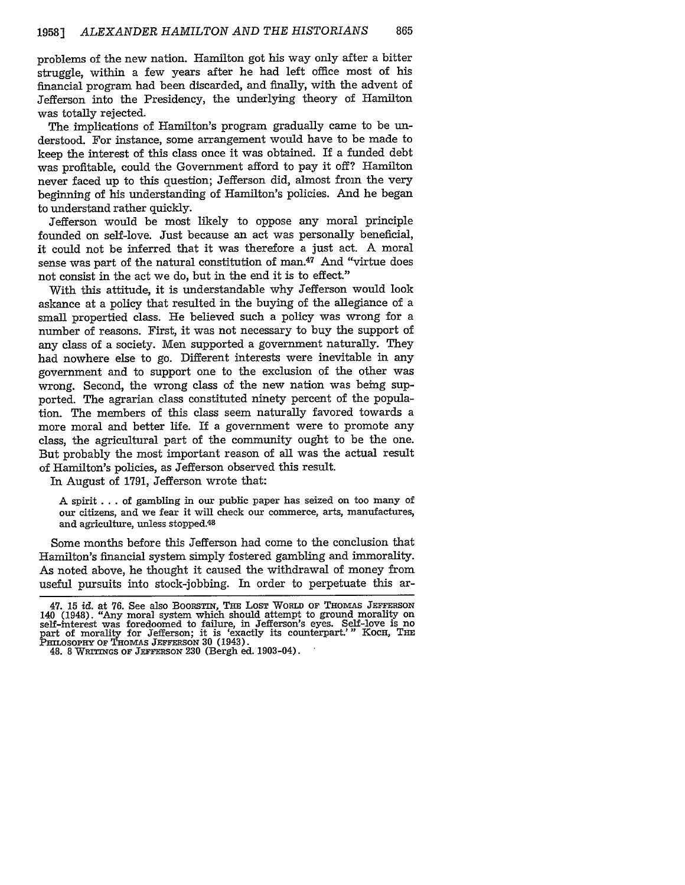problems of the new nation. Hamilton got his way only after a bitter struggle, within a few years after he had left office most of his financial program had been discarded, and finally, with the advent of Jefferson into the Presidency, the underlying theory of Hamilton was totally rejected.

The implications of Hamilton's program gradually came to be understood. For instance, some arrangement would have to be made to keep the interest of this class once it was obtained. If a funded debt was profitable, could the Government afford to pay it off? Hamilton never faced up to this question; Jefferson did, almost from the very beginning of his understanding of Hamilton's policies. And he began to understand rather quickly.

Jefferson would be most likely to oppose any moral principle founded on self-love. Just because an act was personally beneficial, it could not be inferred that it was therefore a just act. A moral sense was part of the natural constitution of man.[47] And "virtue does not consist in the act we do, but in the end it is to effect."

With this attitude, it is understandable why Jefferson would look askance at a policy that resulted in the buying of the allegiance of a small propertied class. He believed such a policy was wrong for a number of reasons. First, it was not necessary to buy the support of any class of a society. Men supported a government naturally. They had nowhere else to go. Different interests were inevitable in any government and to support one to the exclusion of the other was wrong. Second, the wrong class of the new nation was being supported. The agrarian class constituted ninety percent of the population. The members of this class seem naturally favored towards a more moral and better life. If a government were to promote any class, the agricultural part of the community ought to be the one. But probably the most important reason of all was the actual result of Hamilton's policies, as Jefferson observed this result.

In August of 1791, Jefferson wrote that:

> A spirit . . . of gambling in our public paper has seized on too many of our citizens, and we fear it will check our commerce, arts, manufactures, and agriculture, unless stopped.[48]

Some months before this Jefferson had come to the conclusion that Hamilton's financial system simply fostered gambling and immorality. As noted above, he thought it caused the withdrawal of money from useful pursuits into stock-jobbing. In order to perpetuate this ar-

---

47. 15 *id.* at 76. See also BOORSTIN, THE LOST WORLD OF THOMAS JEFFERSON 140 (1948). "Any moral system which should attempt to ground morality on self-interest was foredoomed to failure, in Jefferson's eyes. Self-love is no part of morality for Jefferson; it is 'exactly its counterpart.'" KOCH, THE PHILOSOPHY OF THOMAS JEFFERSON 30 (1943).

48. 8 WRITINGS OF JEFFERSON 230 (Bergh ed. 1903-04).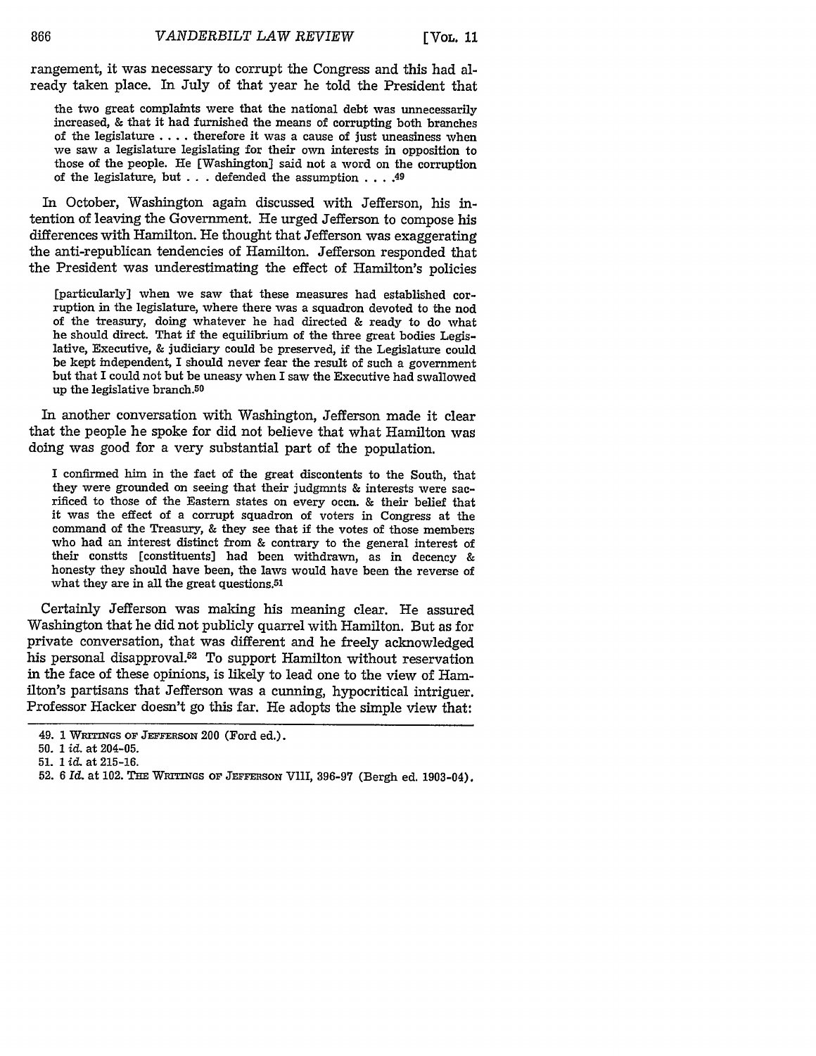rangement, it was necessary to corrupt the Congress and this had already taken place. In July of that year he told the President that

> the two great complaints were that the national debt was unnecessarily increased, & that it had furnished the means of corrupting both branches of the legislature . . . . therefore it was a cause of just uneasiness when we saw a legislature legislating for their own interests in opposition to those of the people. He [Washington] said not a word on the corruption of the legislature, but . . . defended the assumption . . . .[49]

In October, Washington again discussed with Jefferson, his intention of leaving the Government. He urged Jefferson to compose his differences with Hamilton. He thought that Jefferson was exaggerating the anti-republican tendencies of Hamilton. Jefferson responded that the President was underestimating the effect of Hamilton's policies

> [particularly] when we saw that these measures had established corruption in the legislature, where there was a squadron devoted to the nod of the treasury, doing whatever he had directed & ready to do what he should direct. That if the equilibrium of the three great bodies Legislative, Executive, & judiciary could be preserved, if the Legislature could be kept independent, I should never fear the result of such a government but that I could not but be uneasy when I saw the Executive had swallowed up the legislative branch.[50]

In another conversation with Washington, Jefferson made it clear that the people he spoke for did not believe that what Hamilton was doing was good for a very substantial part of the population.

> I confirmed him in the fact of the great discontents to the South, that they were grounded on seeing that their judgmnts & interests were sacrificed to those of the Eastern states on every occn. & their belief that it was the effect of a corrupt squadron of voters in Congress at the command of the Treasury, & they see that if the votes of those members who had an interest distinct from & contrary to the general interest of their constts [constituents] had been withdrawn, as in decency & honesty they should have been, the laws would have been the reverse of what they are in all the great questions.[51]

Certainly Jefferson was making his meaning clear. He assured Washington that he did not publicly quarrel with Hamilton. But as for private conversation, that was different and he freely acknowledged his personal disapproval.[52] To support Hamilton without reservation in the face of these opinions, is likely to lead one to the view of Hamilton's partisans that Jefferson was a cunning, hypocritical intriguer. Professor Hacker doesn't go this far. He adopts the simple view that:

---

49. 1 WRITINGS OF JEFFERSON 200 (Ford ed.).

50. 1 *id.* at 204-05.

51. 1 *id.* at 215-16.

52. 6 *Id.* at 102. THE WRITINGS OF JEFFERSON VIII, 396-97 (Bergh ed. 1903-04).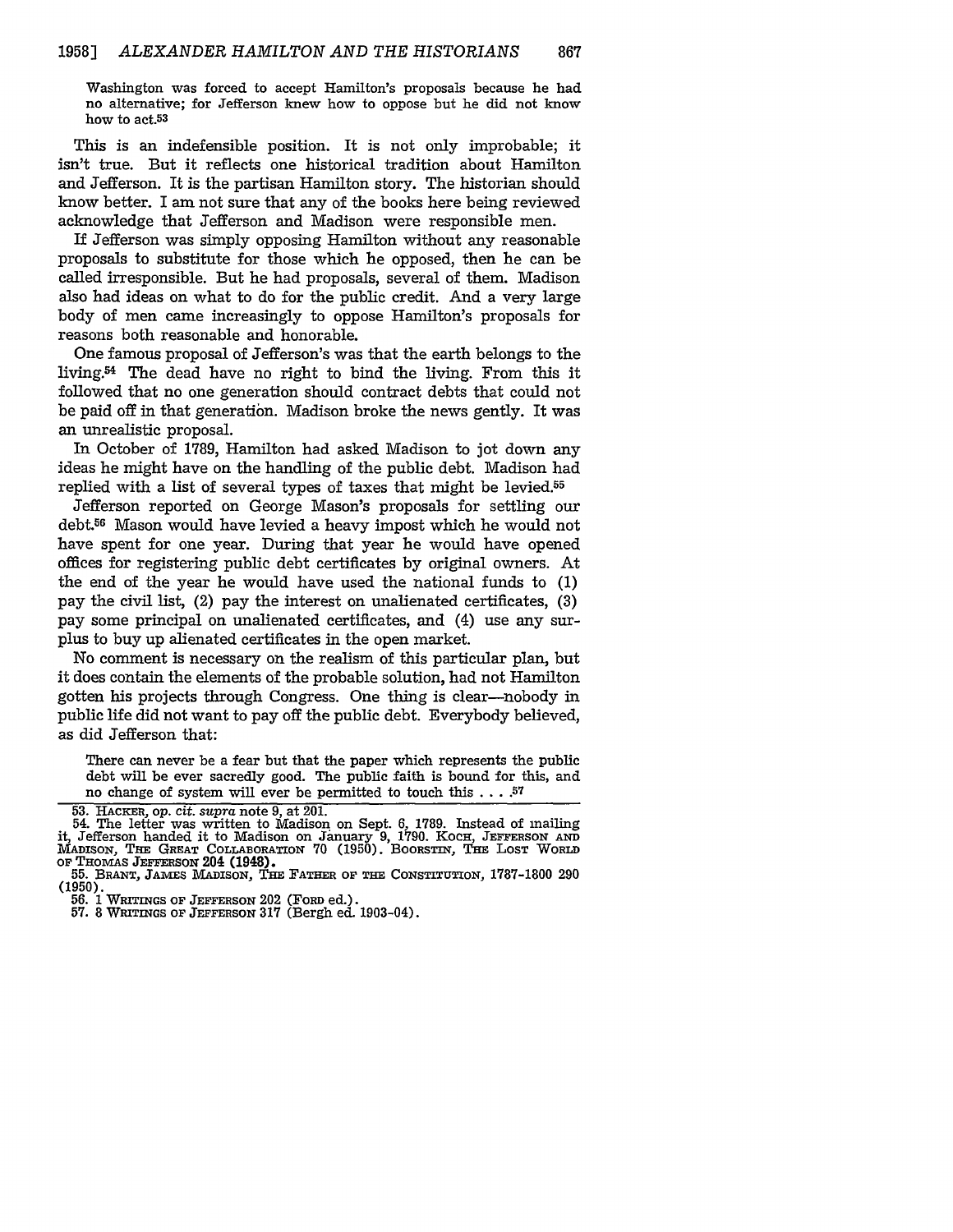> Washington was forced to accept Hamilton's proposals because he had no alternative; for Jefferson knew how to oppose but he did not know how to act.[53]

This is an indefensible position. It is not only improbable; it isn't true. But it reflects one historical tradition about Hamilton and Jefferson. It is the partisan Hamilton story. The historian should know better. I am not sure that any of the books here being reviewed acknowledge that Jefferson and Madison were responsible men.

If Jefferson was simply opposing Hamilton without any reasonable proposals to substitute for those which he opposed, then he can be called irresponsible. But he had proposals, several of them. Madison also had ideas on what to do for the public credit. And a very large body of men came increasingly to oppose Hamilton's proposals for reasons both reasonable and honorable.

One famous proposal of Jefferson's was that the earth belongs to the living.[54] The dead have no right to bind the living. From this it followed that no one generation should contract debts that could not be paid off in that generation. Madison broke the news gently. It was an unrealistic proposal.

In October of 1789, Hamilton had asked Madison to jot down any ideas he might have on the handling of the public debt. Madison had replied with a list of several types of taxes that might be levied.[55]

Jefferson reported on George Mason's proposals for settling our debt.[56] Mason would have levied a heavy impost which he would not have spent for one year. During that year he would have opened offices for registering public debt certificates by original owners. At the end of the year he would have used the national funds to (1) pay the civil list, (2) pay the interest on unalienated certificates, (3) pay some principal on unalienated certificates, and (4) use any surplus to buy up alienated certificates in the open market.

No comment is necessary on the realism of this particular plan, but it does contain the elements of the probable solution, had not Hamilton gotten his projects through Congress. One thing is clear—nobody in public life did not want to pay off the public debt. Everybody believed, as did Jefferson that:

> There can never be a fear but that the paper which represents the public debt will be ever sacredly good. The public faith is bound for this, and no change of system will ever be permitted to touch this . . . .[57]

---

53. HACKER, *op. cit. supra* note 9, at 201.
54. The letter was written to Madison on Sept. 6, 1789. Instead of mailing it, Jefferson handed it to Madison on January 9, 1790. KOCH, JEFFERSON AND MADISON, THE GREAT COLLABORATION 70 (1950). BOORSTIN, THE LOST WORLD OF THOMAS JEFFERSON 204 (1948).
55. BRANT, JAMES MADISON, THE FATHER OF THE CONSTITUTION, 1787-1800 290 (1950).
56. 1 WRITINGS OF JEFFERSON 202 (FORD ed.).
57. 8 WRITINGS OF JEFFERSON 317 (Bergh ed. 1903-04).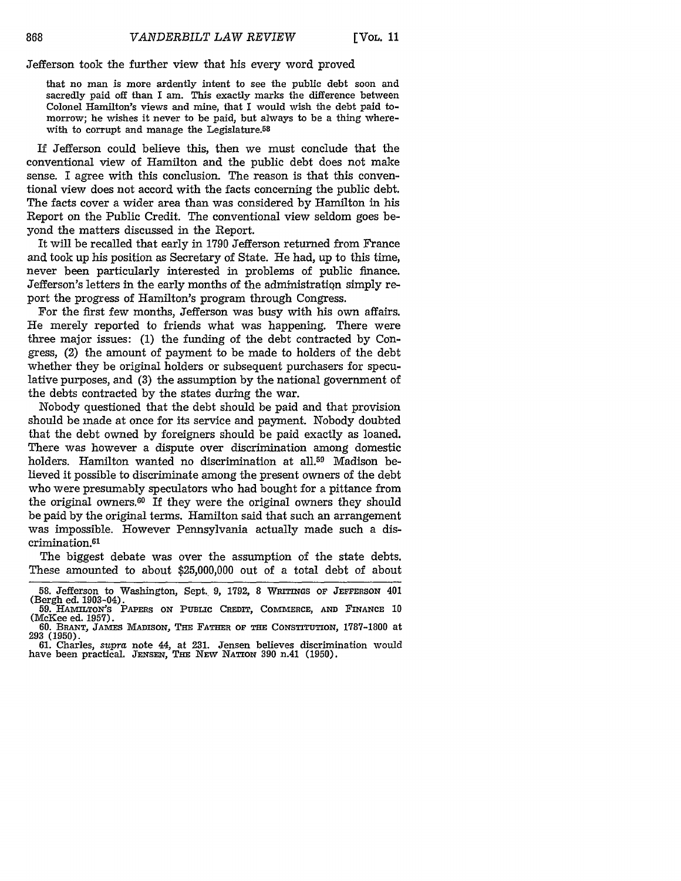Jefferson took the further view that his every word proved

> that no man is more ardently intent to see the public debt soon and sacredly paid off than I am. This exactly marks the difference between Colonel Hamilton's views and mine, that I would wish the debt paid tomorrow; he wishes it never to be paid, but always to be a thing wherewith to corrupt and manage the Legislature.[58]

If Jefferson could believe this, then we must conclude that the conventional view of Hamilton and the public debt does not make sense. I agree with this conclusion. The reason is that this conventional view does not accord with the facts concerning the public debt. The facts cover a wider area than was considered by Hamilton in his Report on the Public Credit. The conventional view seldom goes beyond the matters discussed in the Report.

It will be recalled that early in 1790 Jefferson returned from France and took up his position as Secretary of State. He had, up to this time, never been particularly interested in problems of public finance. Jefferson's letters in the early months of the administration simply report the progress of Hamilton's program through Congress.

For the first few months, Jefferson was busy with his own affairs. He merely reported to friends what was happening. There were three major issues: (1) the funding of the debt contracted by Congress, (2) the amount of payment to be made to holders of the debt whether they be original holders or subsequent purchasers for speculative purposes, and (3) the assumption by the national government of the debts contracted by the states during the war.

Nobody questioned that the debt should be paid and that provision should be made at once for its service and payment. Nobody doubted that the debt owned by foreigners should be paid exactly as loaned. There was however a dispute over discrimination among domestic holders. Hamilton wanted no discrimination at all.[59] Madison believed it possible to discriminate among the present owners of the debt who were presumably speculators who had bought for a pittance from the original owners.[60] If they were the original owners they should be paid by the original terms. Hamilton said that such an arrangement was impossible. However Pennsylvania actually made such a discrimination.[61]

The biggest debate was over the assumption of the state debts. These amounted to about $25,000,000 out of a total debt of about

---

58. Jefferson to Washington, Sept. 9, 1792, 8 WRITINGS OF JEFFERSON 401 (Bergh ed. 1903-04).

59. HAMILTON'S PAPERS ON PUBLIC CREDIT, COMMERCE, AND FINANCE 10 (McKee ed. 1957).

60. BRANT, JAMES MADISON, THE FATHER OF THE CONSTITUTION, 1787-1800 at 293 (1950).

61. Charles, *supra* note 44, at 231. Jensen believes discrimination would have been practical. JENSEN, THE NEW NATION 390 n.41 (1950).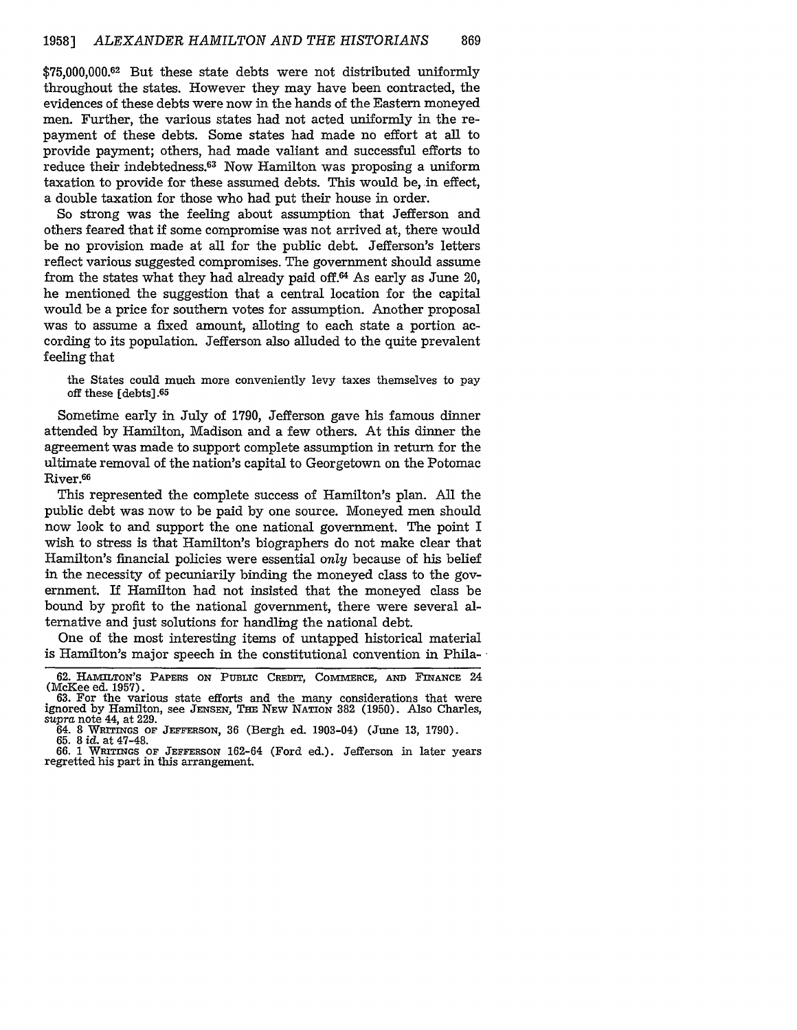$75,000,000.[62] But these state debts were not distributed uniformly throughout the states. However they may have been contracted, the evidences of these debts were now in the hands of the Eastern moneyed men. Further, the various states had not acted uniformly in the repayment of these debts. Some states had made no effort at all to provide payment; others, had made valiant and successful efforts to reduce their indebtedness.[63] Now Hamilton was proposing a uniform taxation to provide for these assumed debts. This would be, in effect, a double taxation for those who had put their house in order.

So strong was the feeling about assumption that Jefferson and others feared that if some compromise was not arrived at, there would be no provision made at all for the public debt. Jefferson's letters reflect various suggested compromises. The government should assume from the states what they had already paid off.[64] As early as June 20, he mentioned the suggestion that a central location for the capital would be a price for southern votes for assumption. Another proposal was to assume a fixed amount, alloting to each state a portion according to its population. Jefferson also alluded to the quite prevalent feeling that

> the States could much more conveniently levy taxes themselves to pay off these [debts].[65]

Sometime early in July of 1790, Jefferson gave his famous dinner attended by Hamilton, Madison and a few others. At this dinner the agreement was made to support complete assumption in return for the ultimate removal of the nation's capital to Georgetown on the Potomac River.[66]

This represented the complete success of Hamilton's plan. All the public debt was now to be paid by one source. Moneyed men should now look to and support the one national government. The point I wish to stress is that Hamilton's biographers do not make clear that Hamilton's financial policies were essential *only* because of his belief in the necessity of pecuniarily binding the moneyed class to the government. If Hamilton had not insisted that the moneyed class be bound by profit to the national government, there were several alternative and just solutions for handling the national debt.

One of the most interesting items of untapped historical material is Hamilton's major speech in the constitutional convention in Phila-

62. HAMILTON'S PAPERS ON PUBLIC CREDIT, COMMERCE, AND FINANCE 24 (McKee ed. 1957).

63. For the various state efforts and the many considerations that were ignored by Hamilton, see JENSEN, THE NEW NATION 382 (1950). Also Charles, *supra* note 44, at 229.

64. 8 WRITINGS OF JEFFERSON, 36 (Bergh ed. 1903-04) (June 13, 1790).

65. 8 *id.* at 47-48.

66. 1 WRITINGS OF JEFFERSON 162-64 (Ford ed.). Jefferson in later years regretted his part in this arrangement.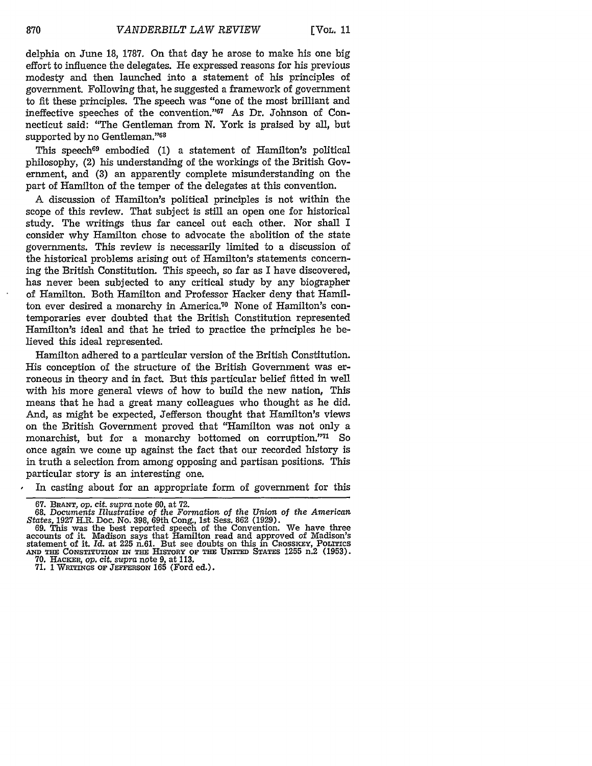delphia on June 18, 1787. On that day he arose to make his one big effort to influence the delegates. He expressed reasons for his previous modesty and then launched into a statement of his principles of government. Following that, he suggested a framework of government to fit these principles. The speech was "one of the most brilliant and ineffective speeches of the convention."[67] As Dr. Johnson of Connecticut said: "The Gentleman from N. York is praised by all, but supported by no Gentleman."[68]

This speech[69] embodied (1) a statement of Hamilton's political philosophy, (2) his understanding of the workings of the British Government, and (3) an apparently complete misunderstanding on the part of Hamilton of the temper of the delegates at this convention.

A discussion of Hamilton's political principles is not within the scope of this review. That subject is still an open one for historical study. The writings thus far cancel out each other. Nor shall I consider why Hamilton chose to advocate the abolition of the state governments. This review is necessarily limited to a discussion of the historical problems arising out of Hamilton's statements concerning the British Constitution. This speech, so far as I have discovered, has never been subjected to any critical study by any biographer of Hamilton. Both Hamilton and Professor Hacker deny that Hamilton ever desired a monarchy in America.[70] None of Hamilton's contemporaries ever doubted that the British Constitution represented Hamilton's ideal and that he tried to practice the principles he believed this ideal represented.

Hamilton adhered to a particular version of the British Constitution. His conception of the structure of the British Government was erroneous in theory and in fact. But this particular belief fitted in well with his more general views of how to build the new nation. This means that he had a great many colleagues who thought as he did. And, as might be expected, Jefferson thought that Hamilton's views on the British Government proved that "Hamilton was not only a monarchist, but for a monarchy bottomed on corruption."[71] So once again we come up against the fact that our recorded history is in truth a selection from among opposing and partisan positions. This particular story is an interesting one.

In casting about for an appropriate form of government for this

---

67. BRANT, *op. cit. supra* note 60, at 72.

68. *Documents Illustrative of the Formation of the Union of the American States*, 1927 H.R. Doc. No. 398, 69th Cong., 1st Sess. 862 (1929).

69. This was the best reported speech of the Convention. We have three accounts of it. Madison says that Hamilton read and approved of Madison's statement of it. *Id.* at 225 n.61. But see doubts on this in CROSSKEY, POLITICS AND THE CONSTITUTION IN THE HISTORY OF THE UNITED STATES 1255 n.2 (1953).

70. HACKER, *op. cit. supra* note 9, at 113.

71. 1 WRITINGS OF JEFFERSON 165 (Ford ed.).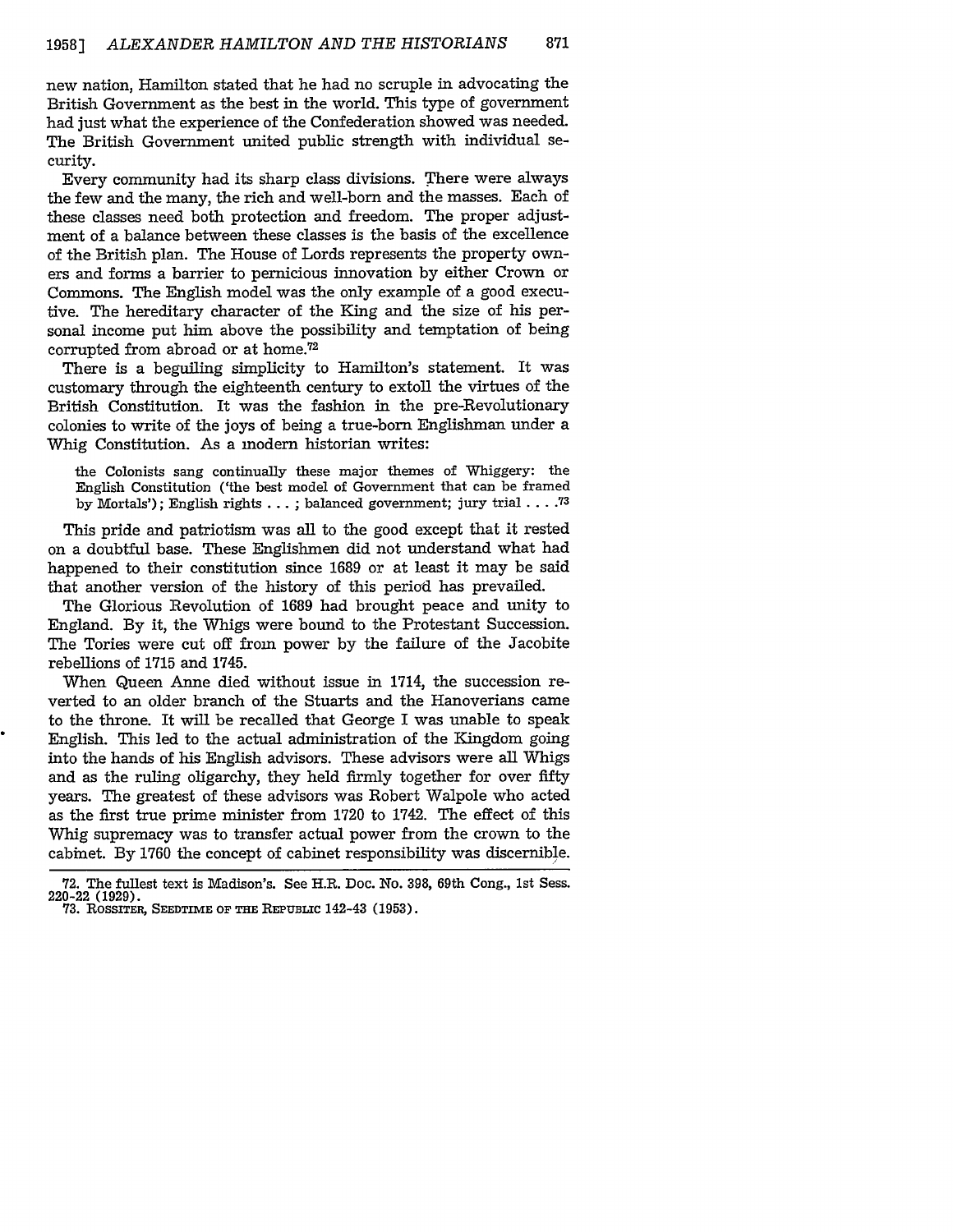new nation, Hamilton stated that he had no scruple in advocating the British Government as the best in the world. This type of government had just what the experience of the Confederation showed was needed. The British Government united public strength with individual security.

Every community had its sharp class divisions. There were always the few and the many, the rich and well-born and the masses. Each of these classes need both protection and freedom. The proper adjustment of a balance between these classes is the basis of the excellence of the British plan. The House of Lords represents the property owners and forms a barrier to pernicious innovation by either Crown or Commons. The English model was the only example of a good executive. The hereditary character of the King and the size of his personal income put him above the possibility and temptation of being corrupted from abroad or at home.[72]

There is a beguiling simplicity to Hamilton's statement. It was customary through the eighteenth century to extoll the virtues of the British Constitution. It was the fashion in the pre-Revolutionary colonies to write of the joys of being a true-born Englishman under a Whig Constitution. As a modern historian writes:

> the Colonists sang continually these major themes of Whiggery: the English Constitution ('the best model of Government that can be framed by Mortals'); English rights . . . ; balanced government; jury trial . . . .[73]

This pride and patriotism was all to the good except that it rested on a doubtful base. These Englishmen did not understand what had happened to their constitution since 1689 or at least it may be said that another version of the history of this period has prevailed.

The Glorious Revolution of 1689 had brought peace and unity to England. By it, the Whigs were bound to the Protestant Succession. The Tories were cut off from power by the failure of the Jacobite rebellions of 1715 and 1745.

When Queen Anne died without issue in 1714, the succession reverted to an older branch of the Stuarts and the Hanoverians came to the throne. It will be recalled that George I was unable to speak English. This led to the actual administration of the Kingdom going into the hands of his English advisors. These advisors were all Whigs and as the ruling oligarchy, they held firmly together for over fifty years. The greatest of these advisors was Robert Walpole who acted as the first true prime minister from 1720 to 1742. The effect of this Whig supremacy was to transfer actual power from the crown to the cabinet. By 1760 the concept of cabinet responsibility was discernible.

---

72. The fullest text is Madison's. See H.R. Doc. No. 398, 69th Cong., 1st Sess. 220-22 (1929).

73. ROSSITER, SEEDTIME OF THE REPUBLIC 142-43 (1953).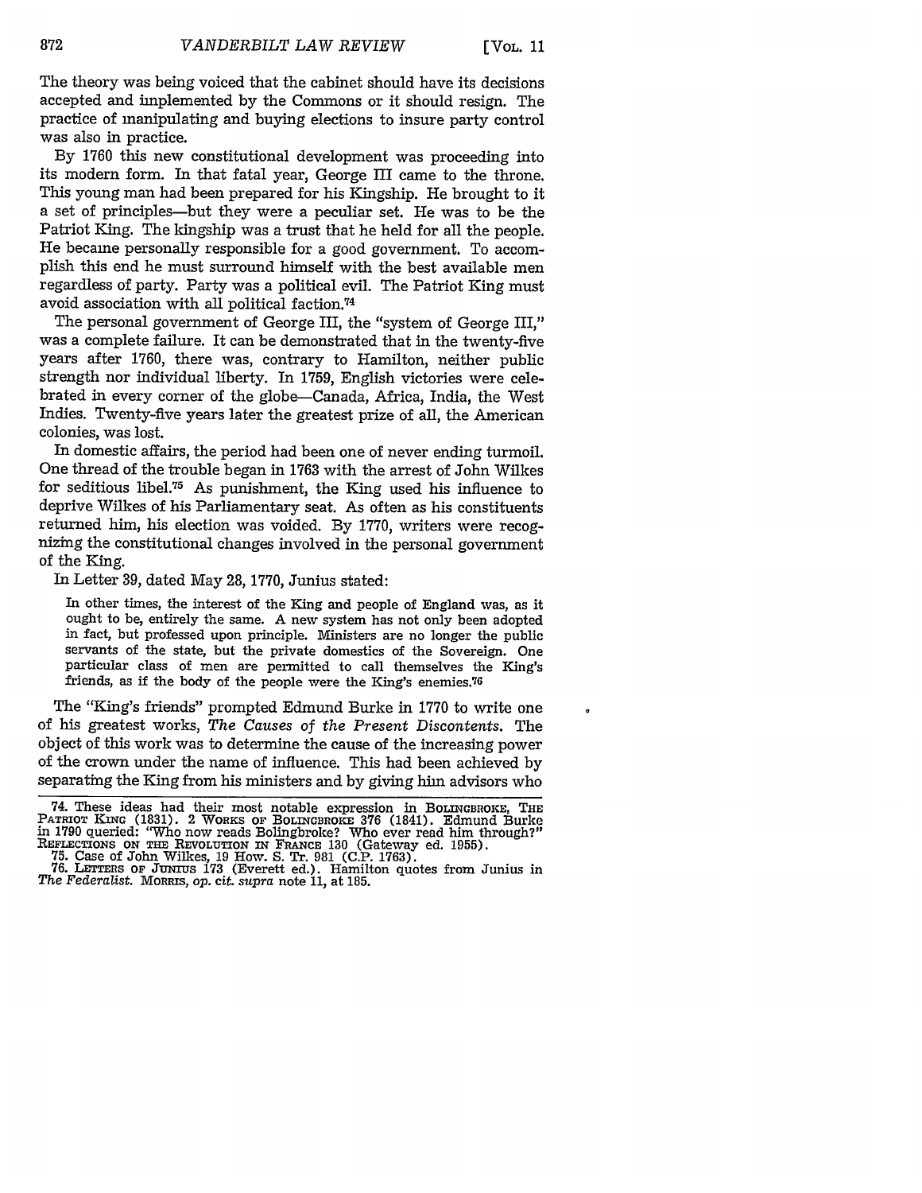The theory was being voiced that the cabinet should have its decisions accepted and implemented by the Commons or it should resign. The practice of manipulating and buying elections to insure party control was also in practice.

By 1760 this new constitutional development was proceeding into its modern form. In that fatal year, George III came to the throne. This young man had been prepared for his Kingship. He brought to it a set of principles—but they were a peculiar set. He was to be the Patriot King. The kingship was a trust that he held for all the people. He became personally responsible for a good government. To accomplish this end he must surround himself with the best available men regardless of party. Party was a political evil. The Patriot King must avoid association with all political faction.[74]

The personal government of George III, the "system of George III," was a complete failure. It can be demonstrated that in the twenty-five years after 1760, there was, contrary to Hamilton, neither public strength nor individual liberty. In 1759, English victories were celebrated in every corner of the globe—Canada, Africa, India, the West Indies. Twenty-five years later the greatest prize of all, the American colonies, was lost.

In domestic affairs, the period had been one of never ending turmoil. One thread of the trouble began in 1763 with the arrest of John Wilkes for seditious libel.[75] As punishment, the King used his influence to deprive Wilkes of his Parliamentary seat. As often as his constituents returned him, his election was voided. By 1770, writers were recognizing the constitutional changes involved in the personal government of the King.

In Letter 39, dated May 28, 1770, Junius stated:

> In other times, the interest of the King and people of England was, as it ought to be, entirely the same. A new system has not only been adopted in fact, but professed upon principle. Ministers are no longer the public servants of the state, but the private domestics of the Sovereign. One particular class of men are permitted to call themselves the King's friends, as if the body of the people were the King's enemies.[76]

The "King's friends" prompted Edmund Burke in 1770 to write one of his greatest works, *The Causes of the Present Discontents*. The object of this work was to determine the cause of the increasing power of the crown under the name of influence. This had been achieved by separating the King from his ministers and by giving him advisors who

---

74. These ideas had their most notable expression in BOLINGBROKE, THE PATRIOT KING (1831). 2 WORKS OF BOLINGBROKE 376 (1841). Edmund Burke in 1790 queried: "Who now reads Bolingbroke? Who ever read him through?" REFLECTIONS ON THE REVOLUTION IN FRANCE 130 (Gateway ed. 1955).

75. Case of John Wilkes, 19 How. S. Tr. 981 (C.P. 1763).

76. LETTERS OF JUNIUS 173 (Everett ed.). Hamilton quotes from Junius in *The Federalist*. MORRIS, *op. cit. supra* note 11, at 185.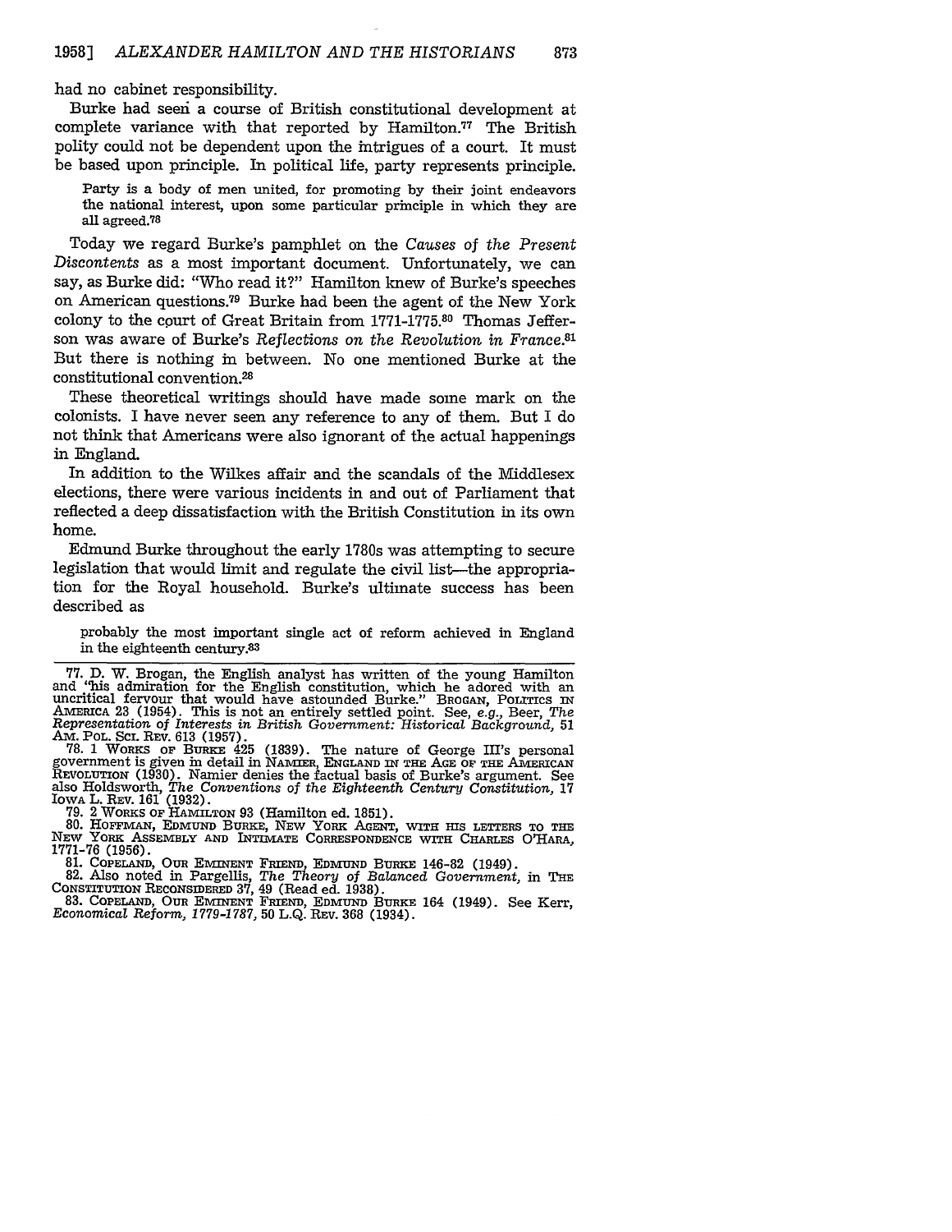had no cabinet responsibility.

Burke had seen a course of British constitutional development at complete variance with that reported by Hamilton.[77] The British polity could not be dependent upon the intrigues of a court. It must be based upon principle. In political life, party represents principle.

> Party is a body of men united, for promoting by their joint endeavors the national interest, upon some particular principle in which they are all agreed.[78]

Today we regard Burke's pamphlet on the *Causes of the Present Discontents* as a most important document. Unfortunately, we can say, as Burke did: "Who read it?" Hamilton knew of Burke's speeches on American questions.[79] Burke had been the agent of the New York colony to the court of Great Britain from 1771-1775.[80] Thomas Jefferson was aware of Burke's *Reflections on the Revolution in France*.[81] But there is nothing in between. No one mentioned Burke at the constitutional convention.[28]

These theoretical writings should have made some mark on the colonists. I have never seen any reference to any of them. But I do not think that Americans were also ignorant of the actual happenings in England.

In addition to the Wilkes affair and the scandals of the Middlesex elections, there were various incidents in and out of Parliament that reflected a deep dissatisfaction with the British Constitution in its own home.

Edmund Burke throughout the early 1780s was attempting to secure legislation that would limit and regulate the civil list—the appropriation for the Royal household. Burke's ultimate success has been described as

> probably the most important single act of reform achieved in England in the eighteenth century.[83]

---

77. D. W. Brogan, the English analyst has written of the young Hamilton and "his admiration for the English constitution, which he adored with an uncritical fervour that would have astounded Burke." BROGAN, POLITICS IN AMERICA 23 (1954). This is not an entirely settled point. See, *e.g.*, Beer, *The Representation of Interests in British Government: Historical Background*, 51 AM. POL. SCI. REV. 613 (1957).

78. 1 WORKS OF BURKE 425 (1839). The nature of George III's personal government is given in detail in NAMIER, ENGLAND IN THE AGE OF THE AMERICAN REVOLUTION (1930). Namier denies the factual basis of Burke's argument. See also Holdsworth, *The Conventions of the Eighteenth Century Constitution*, 17 IOWA L. REV. 161 (1932).

79. 2 WORKS OF HAMILTON 93 (Hamilton ed. 1851).

80. HOFFMAN, EDMUND BURKE, NEW YORK AGENT, WITH HIS LETTERS TO THE NEW YORK ASSEMBLY AND INTIMATE CORRESPONDENCE WITH CHARLES O'HARA, 1771-76 (1956).

81. COPELAND, OUR EMINENT FRIEND, EDMUND BURKE 146-82 (1949).

82. Also noted in Pargellis, *The Theory of Balanced Government*, in THE CONSTITUTION RECONSIDERED 37, 49 (Read ed. 1938).

83. COPELAND, OUR EMINENT FRIEND, EDMUND BURKE 164 (1949). See Kerr, *Economical Reform, 1779-1787*, 50 L.Q. REV. 368 (1934).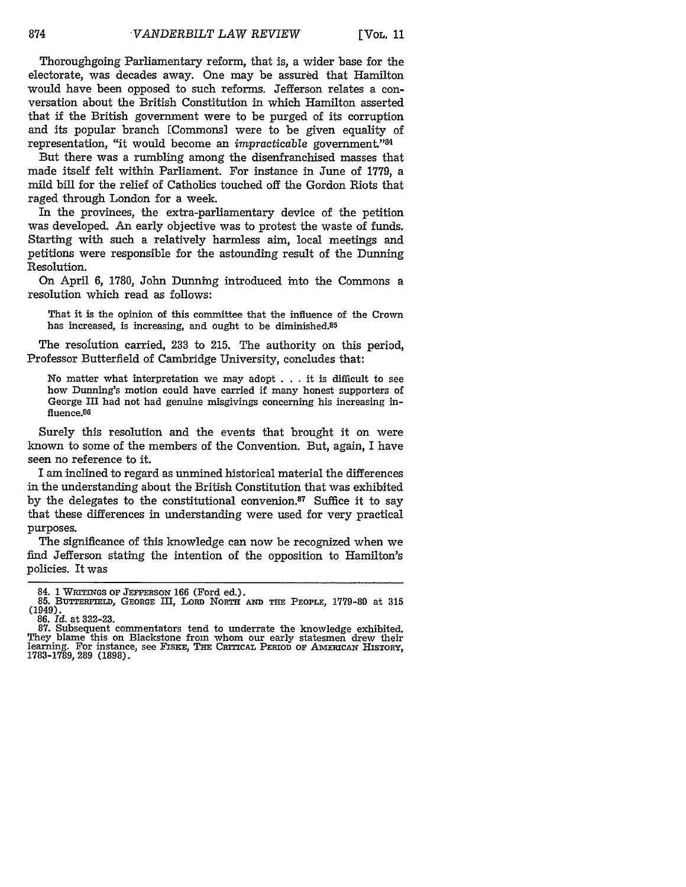Thoroughgoing Parliamentary reform, that is, a wider base for the electorate, was decades away. One may be assured that Hamilton would have been opposed to such reforms. Jefferson relates a conversation about the British Constitution in which Hamilton asserted that if the British government were to be purged of its corruption and its popular branch [Commons] were to be given equality of representation, "it would become an *impracticable* government."[84]

But there was a rumbling among the disenfranchised masses that made itself felt within Parliament. For instance in June of 1779, a mild bill for the relief of Catholics touched off the Gordon Riots that raged through London for a week.

In the provinces, the extra-parliamentary device of the petition was developed. An early objective was to protest the waste of funds. Starting with such a relatively harmless aim, local meetings and petitions were responsible for the astounding result of the Dunning Resolution.

On April 6, 1780, John Dunning introduced into the Commons a resolution which read as follows:

> That it is the opinion of this committee that the influence of the Crown has increased, is increasing, and ought to be diminished.[85]

The resolution carried, 233 to 215. The authority on this period, Professor Butterfield of Cambridge University, concludes that:

> No matter what interpretation we may adopt . . . it is difficult to see how Dunning's motion could have carried if many honest supporters of George III had not had genuine misgivings concerning his increasing influence.[86]

Surely this resolution and the events that brought it on were known to some of the members of the Convention. But, again, I have seen no reference to it.

I am inclined to regard as unmined historical material the differences in the understanding about the British Constitution that was exhibited by the delegates to the constitutional convenion.[87] Suffice it to say that these differences in understanding were used for very practical purposes.

The significance of this knowledge can now be recognized when we find Jefferson stating the intention of the opposition to Hamilton's policies. It was

---

84. 1 WRITINGS OF JEFFERSON 166 (Ford ed.).

85. BUTTERFIELD, GEORGE III, LORD NORTH AND THE PEOPLE, 1779-80 at 315 (1949).

86. *Id.* at 322-23.

87. Subsequent commentators tend to underrate the knowledge exhibited. They blame this on Blackstone from whom our early statesmen drew their learning. For instance, see FISKE, THE CRITICAL PERIOD OF AMERICAN HISTORY, 1783-1789, 289 (1898).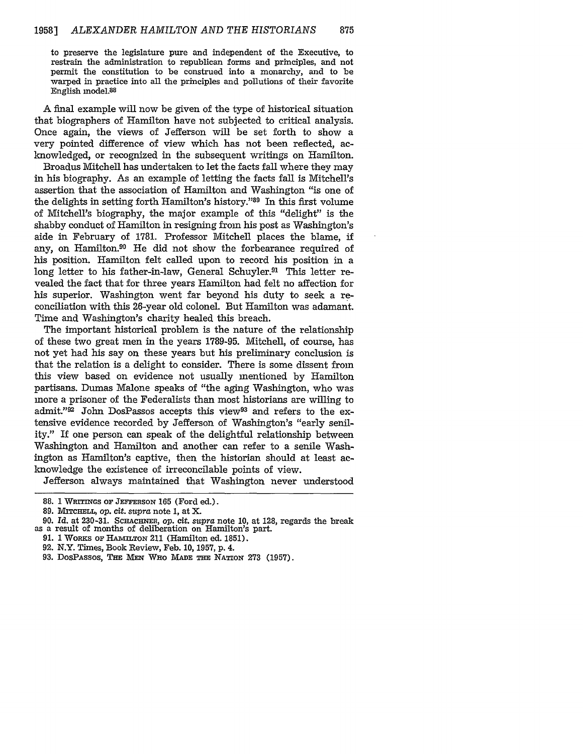> to preserve the legislature pure and independent of the Executive, to restrain the administration to republican forms and principles, and not permit the constitution to be construed into a monarchy, and to be warped in practice into all the principles and pollutions of their favorite English model.[88]

A final example will now be given of the type of historical situation that biographers of Hamilton have not subjected to critical analysis. Once again, the views of Jefferson will be set forth to show a very pointed difference of view which has not been reflected, acknowledged, or recognized in the subsequent writings on Hamilton.

Broadus Mitchell has undertaken to let the facts fall where they may in his biography. As an example of letting the facts fall is Mitchell's assertion that the association of Hamilton and Washington "is one of the delights in setting forth Hamilton's history."[89] In this first volume of Mitchell's biography, the major example of this "delight" is the shabby conduct of Hamilton in resigning from his post as Washington's aide in February of 1781. Professor Mitchell places the blame, if any, on Hamilton.[90] He did not show the forbearance required of his position. Hamilton felt called upon to record his position in a long letter to his father-in-law, General Schuyler.[91] This letter revealed the fact that for three years Hamilton had felt no affection for his superior. Washington went far beyond his duty to seek a reconciliation with this 26-year old colonel. But Hamilton was adamant. Time and Washington's charity healed this breach.

The important historical problem is the nature of the relationship of these two great men in the years 1789-95. Mitchell, of course, has not yet had his say on these years but his preliminary conclusion is that the relation is a delight to consider. There is some dissent from this view based on evidence not usually mentioned by Hamilton partisans. Dumas Malone speaks of "the aging Washington, who was more a prisoner of the Federalists than most historians are willing to admit."[92] John DosPassos accepts this view[93] and refers to the extensive evidence recorded by Jefferson of Washington's "early senility." If one person can speak of the delightful relationship between Washington and Hamilton and another can refer to a senile Washington as Hamilton's captive, then the historian should at least acknowledge the existence of irreconcilable points of view.

Jefferson always maintained that Washington never understood

---

88. 1 WRITINGS OF JEFFERSON 165 (Ford ed.).

89. MITCHELL, *op. cit. supra* note 1, at X.

90. *Id.* at 230-31. SCHACHNER, *op. cit. supra* note 10, at 128, regards the break as a result of months of deliberation on Hamilton's part.

91. 1 WORKS OF HAMILTON 211 (Hamilton ed. 1851).

92. N.Y. Times, Book Review, Feb. 10, 1957, p. 4.

93. DOSPASSOS, THE MEN WHO MADE THE NATION 273 (1957).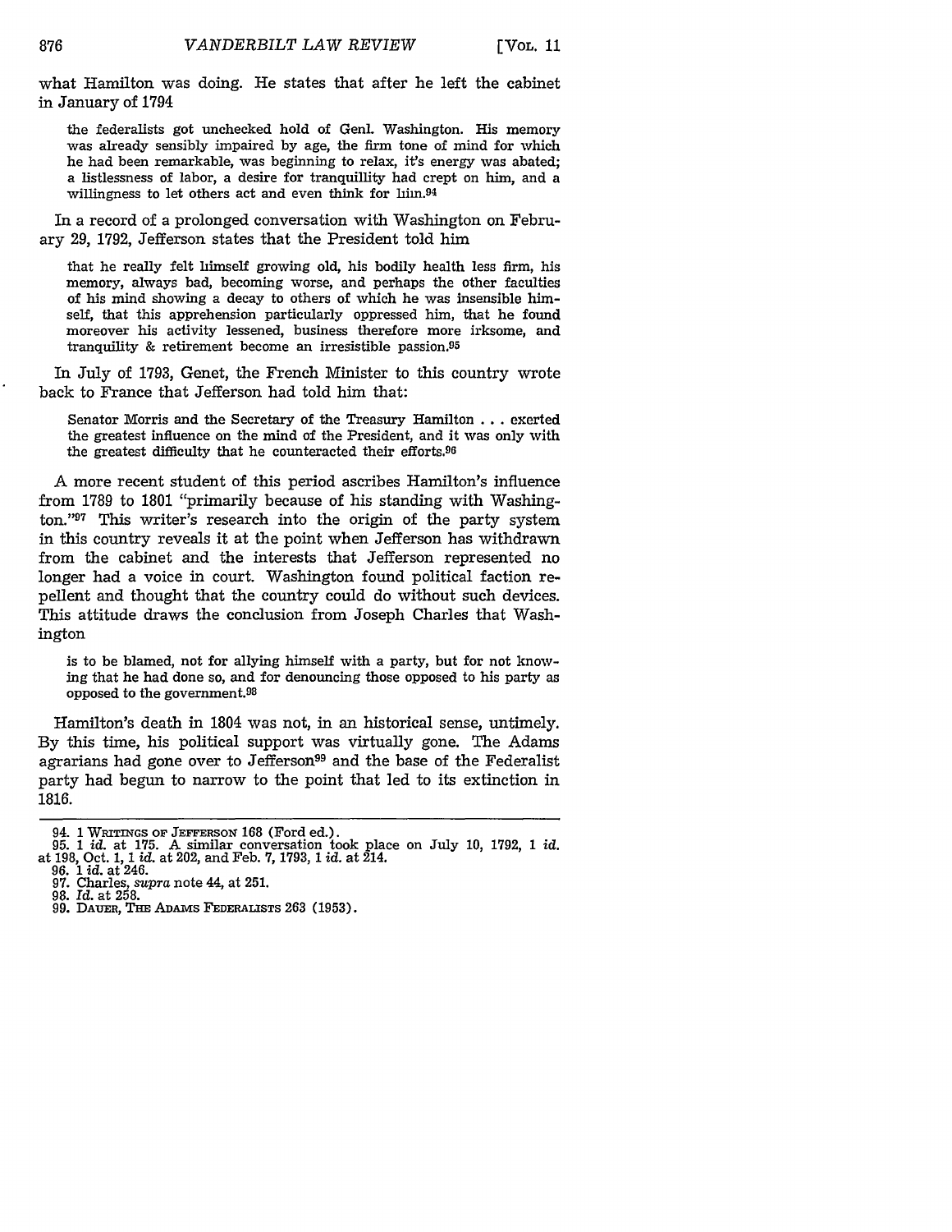what Hamilton was doing. He states that after he left the cabinet in January of 1794

> the federalists got unchecked hold of Genl. Washington. His memory was already sensibly impaired by age, the firm tone of mind for which he had been remarkable, was beginning to relax, it's energy was abated; a listlessness of labor, a desire for tranquillity had crept on him, and a willingness to let others act and even think for him.[94]

In a record of a prolonged conversation with Washington on February 29, 1792, Jefferson states that the President told him

> that he really felt himself growing old, his bodily health less firm, his memory, always bad, becoming worse, and perhaps the other faculties of his mind showing a decay to others of which he was insensible himself, that this apprehension particularly oppressed him, that he found moreover his activity lessened, business therefore more irksome, and tranquility & retirement become an irresistible passion.[95]

In July of 1793, Genet, the French Minister to this country wrote back to France that Jefferson had told him that:

> Senator Morris and the Secretary of the Treasury Hamilton . . . exerted the greatest influence on the mind of the President, and it was only with the greatest difficulty that he counteracted their efforts.[96]

A more recent student of this period ascribes Hamilton's influence from 1789 to 1801 "primarily because of his standing with Washington."[97] This writer's research into the origin of the party system in this country reveals it at the point when Jefferson has withdrawn from the cabinet and the interests that Jefferson represented no longer had a voice in court. Washington found political faction repellent and thought that the country could do without such devices. This attitude draws the conclusion from Joseph Charles that Washington

> is to be blamed, not for allying himself with a party, but for not knowing that he had done so, and for denouncing those opposed to his party as opposed to the government.[98]

Hamilton's death in 1804 was not, in an historical sense, untimely. By this time, his political support was virtually gone. The Adams agrarians had gone over to Jefferson[99] and the base of the Federalist party had begun to narrow to the point that led to its extinction in 1816.

---

94. 1 WRITINGS OF JEFFERSON 168 (Ford ed.).
95. 1 *id.* at 175. A similar conversation took place on July 10, 1792, 1 *id.* at 198, Oct. 1, 1 *id.* at 202, and Feb. 7, 1793, 1 *id.* at 214.
96. 1 *id.* at 246.
97. Charles, *supra* note 44, at 251.
98. *Id.* at 258.
99. DAUER, THE ADAMS FEDERALISTS 263 (1953).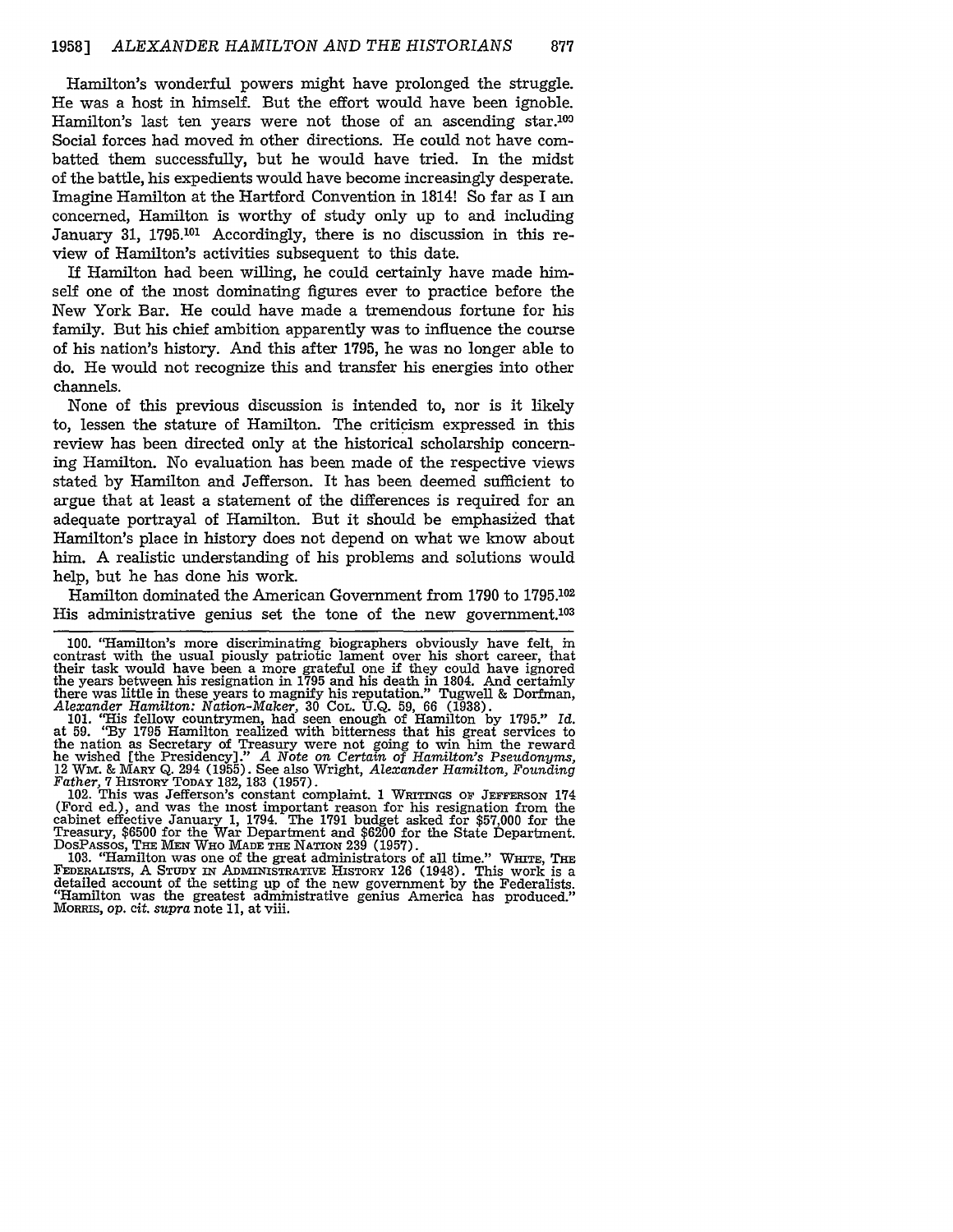Hamilton's wonderful powers might have prolonged the struggle. He was a host in himself. But the effort would have been ignoble. Hamilton's last ten years were not those of an ascending star.[100] Social forces had moved in other directions. He could not have combatted them successfully, but he would have tried. In the midst of the battle, his expedients would have become increasingly desperate. Imagine Hamilton at the Hartford Convention in 1814! So far as I am concerned, Hamilton is worthy of study only up to and including January 31, 1795.[101] Accordingly, there is no discussion in this review of Hamilton's activities subsequent to this date.

If Hamilton had been willing, he could certainly have made himself one of the most dominating figures ever to practice before the New York Bar. He could have made a tremendous fortune for his family. But his chief ambition apparently was to influence the course of his nation's history. And this after 1795, he was no longer able to do. He would not recognize this and transfer his energies into other channels.

None of this previous discussion is intended to, nor is it likely to, lessen the stature of Hamilton. The criticism expressed in this review has been directed only at the historical scholarship concerning Hamilton. No evaluation has been made of the respective views stated by Hamilton and Jefferson. It has been deemed sufficient to argue that at least a statement of the differences is required for an adequate portrayal of Hamilton. But it should be emphasized that Hamilton's place in history does not depend on what we know about him. A realistic understanding of his problems and solutions would help, but he has done his work.

Hamilton dominated the American Government from 1790 to 1795.[102] His administrative genius set the tone of the new government.[103]

---

100. "Hamilton's more discriminating biographers obviously have felt, in contrast with the usual piously patriotic lament over his short career, that their task would have been a more grateful one if they could have ignored the years between his resignation in 1795 and his death in 1804. And certainly there was little in these years to magnify his reputation." Tugwell & Dorfman, *Alexander Hamilton: Nation-Maker*, 30 COL. U.Q. 59, 66 (1938).

101. "His fellow countrymen, had seen enough of Hamilton by 1795." *Id.* at 59. "By 1795 Hamilton realized with bitterness that his great services to the nation as Secretary of Treasury were not going to win him the reward he wished [the Presidency]." *A Note on Certain of Hamilton's Pseudonyms*, 12 WM. & MARY Q. 294 (1955). See also Wright, *Alexander Hamilton, Founding Father*, 7 HISTORY TODAY 182, 183 (1957).

102. This was Jefferson's constant complaint. 1 WRITINGS OF JEFFERSON 174 (Ford ed.), and was the most important reason for his resignation from the cabinet effective January 1, 1794. The 1791 budget asked for $57,000 for the Treasury, $6500 for the War Department and $6200 for the State Department. DosPASSOS, THE MEN WHO MADE THE NATION 239 (1957).

103. "Hamilton was one of the great administrators of all time." WHITE, THE FEDERALISTS, A STUDY IN ADMINISTRATIVE HISTORY 126 (1948). This work is a detailed account of the setting up of the new government by the Federalists. "Hamilton was the greatest administrative genius America has produced." MORRIS, *op. cit. supra* note 11, at viii.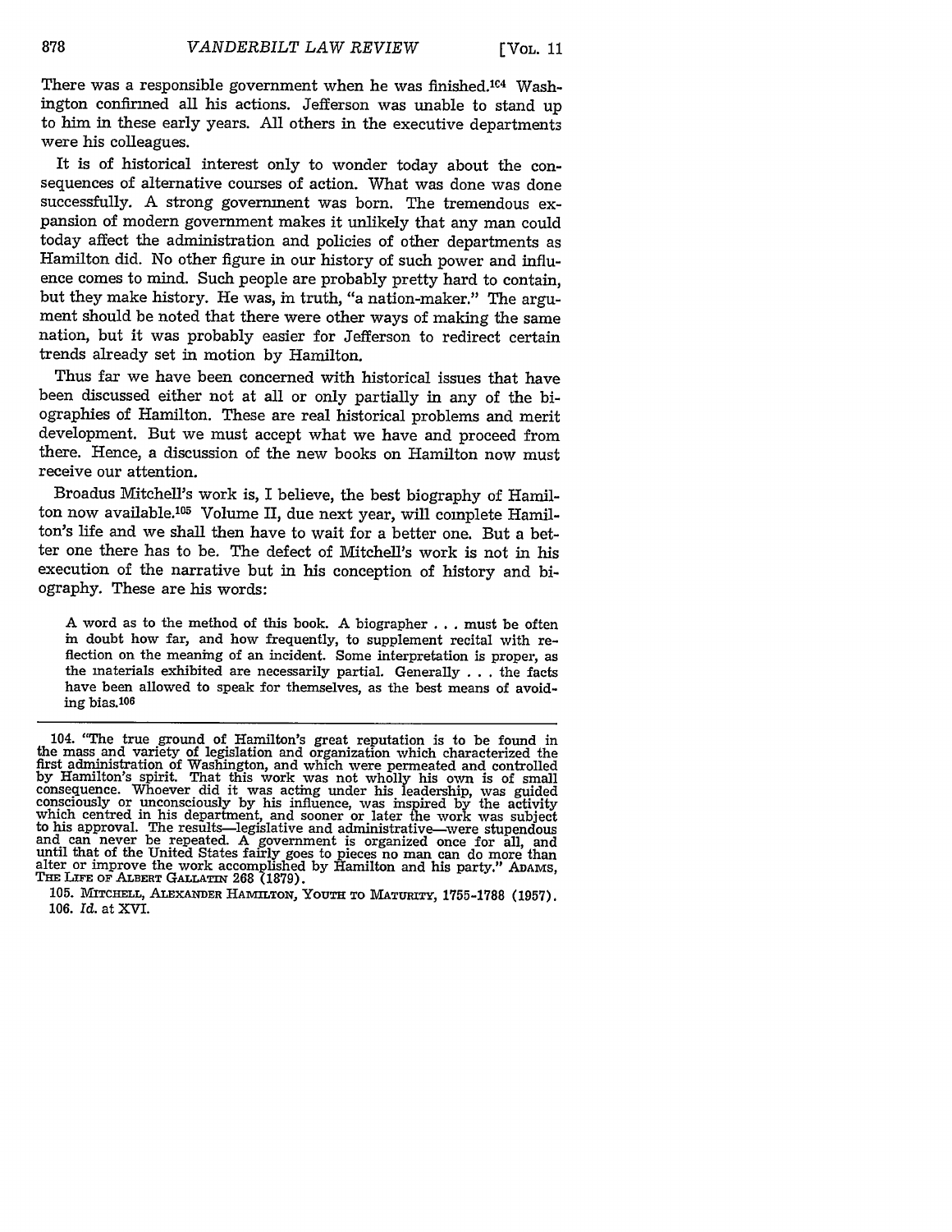There was a responsible government when he was finished.[104] Washington confirmed all his actions. Jefferson was unable to stand up to him in these early years. All others in the executive departments were his colleagues.

It is of historical interest only to wonder today about the consequences of alternative courses of action. What was done was done successfully. A strong government was born. The tremendous expansion of modern government makes it unlikely that any man could today affect the administration and policies of other departments as Hamilton did. No other figure in our history of such power and influence comes to mind. Such people are probably pretty hard to contain, but they make history. He was, in truth, "a nation-maker." The argument should be noted that there were other ways of making the same nation, but it was probably easier for Jefferson to redirect certain trends already set in motion by Hamilton.

Thus far we have been concerned with historical issues that have been discussed either not at all or only partially in any of the biographies of Hamilton. These are real historical problems and merit development. But we must accept what we have and proceed from there. Hence, a discussion of the new books on Hamilton now must receive our attention.

Broadus Mitchell's work is, I believe, the best biography of Hamilton now available.[105] Volume II, due next year, will complete Hamilton's life and we shall then have to wait for a better one. But a better one there has to be. The defect of Mitchell's work is not in his execution of the narrative but in his conception of history and biography. These are his words:

> A word as to the method of this book. A biographer . . . must be often in doubt how far, and how frequently, to supplement recital with reflection on the meaning of an incident. Some interpretation is proper, as the materials exhibited are necessarily partial. Generally . . . the facts have been allowed to speak for themselves, as the best means of avoiding bias.[106]

---

104. "The true ground of Hamilton's great reputation is to be found in the mass and variety of legislation and organization which characterized the first administration of Washington, and which were permeated and controlled by Hamilton's spirit. That this work was not wholly his own is of small consequence. Whoever did it was acting under his leadership, was guided consciously or unconsciously by his influence, was inspired by the activity which centred in his department, and sooner or later the work was subject to his approval. The results—legislative and administrative—were stupendous and can never be repeated. A government is organized once for all, and until that of the United States fairly goes to pieces no man can do more than alter or improve the work accomplished by Hamilton and his party." ADAMS, THE LIFE OF ALBERT GALLATIN 268 (1879).

105. MITCHELL, ALEXANDER HAMILTON, YOUTH TO MATURITY, 1755-1788 (1957).

106. *Id.* at XVI.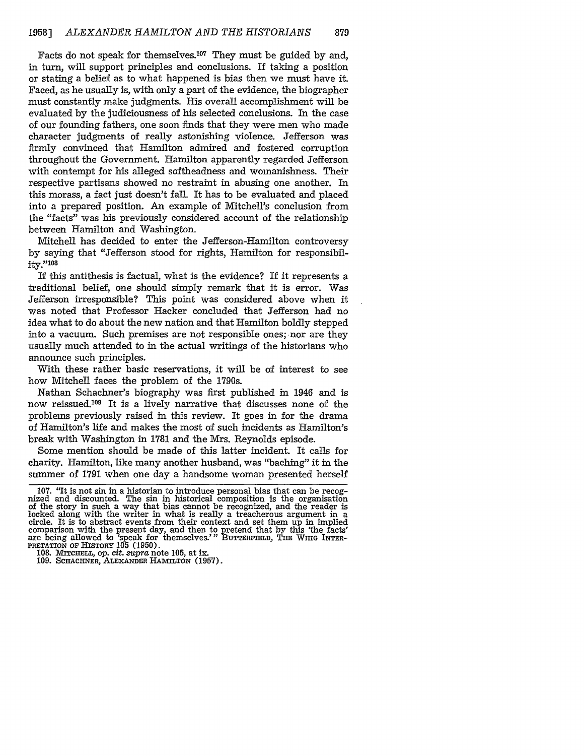Facts do not speak for themselves.[107] They must be guided by and, in turn, will support principles and conclusions. If taking a position or stating a belief as to what happened is bias then we must have it. Faced, as he usually is, with only a part of the evidence, the biographer must constantly make judgments. His overall accomplishment will be evaluated by the judiciousness of his selected conclusions. In the case of our founding fathers, one soon finds that they were men who made character judgments of really astonishing violence. Jefferson was firmly convinced that Hamilton admired and fostered corruption throughout the Government. Hamilton apparently regarded Jefferson with contempt for his alleged softheadness and womanishness. Their respective partisans showed no restraint in abusing one another. In this morass, a fact just doesn't fall. It has to be evaluated and placed into a prepared position. An example of Mitchell's conclusion from the "facts" was his previously considered account of the relationship between Hamilton and Washington.

Mitchell has decided to enter the Jefferson-Hamilton controversy by saying that "Jefferson stood for rights, Hamilton for responsibility."[108]

If this antithesis is factual, what is the evidence? If it represents a traditional belief, one should simply remark that it is error. Was Jefferson irresponsible? This point was considered above when it was noted that Professor Hacker concluded that Jefferson had no idea what to do about the new nation and that Hamilton boldly stepped into a vacuum. Such premises are not responsible ones; nor are they usually much attended to in the actual writings of the historians who announce such principles.

With these rather basic reservations, it will be of interest to see how Mitchell faces the problem of the 1790s.

Nathan Schachner's biography was first published in 1946 and is now reissued.[109] It is a lively narrative that discusses none of the problems previously raised in this review. It goes in for the drama of Hamilton's life and makes the most of such incidents as Hamilton's break with Washington in 1781 and the Mrs. Reynolds episode.

Some mention should be made of this latter incident. It calls for charity. Hamilton, like many another husband, was "baching" it in the summer of 1791 when one day a handsome woman presented herself

---

107. "It is not sin in a historian to introduce personal bias that can be recognized and discounted. The sin in historical composition is the organisation of the story in such a way that bias cannot be recognized, and the reader is locked along with the writer in what is really a treacherous argument in a circle. It is to abstract events from their context and set them up in implied comparison with the present day, and then to pretend that by this 'the facts' are being allowed to 'speak for themselves.'" BUTTERFIELD, THE WHIG INTERPRETATION OF HISTORY 105 (1950).

108. MITCHELL, *op. cit. supra* note 105, at ix.

109. SCHACHNER, ALEXANDER HAMILTON (1957).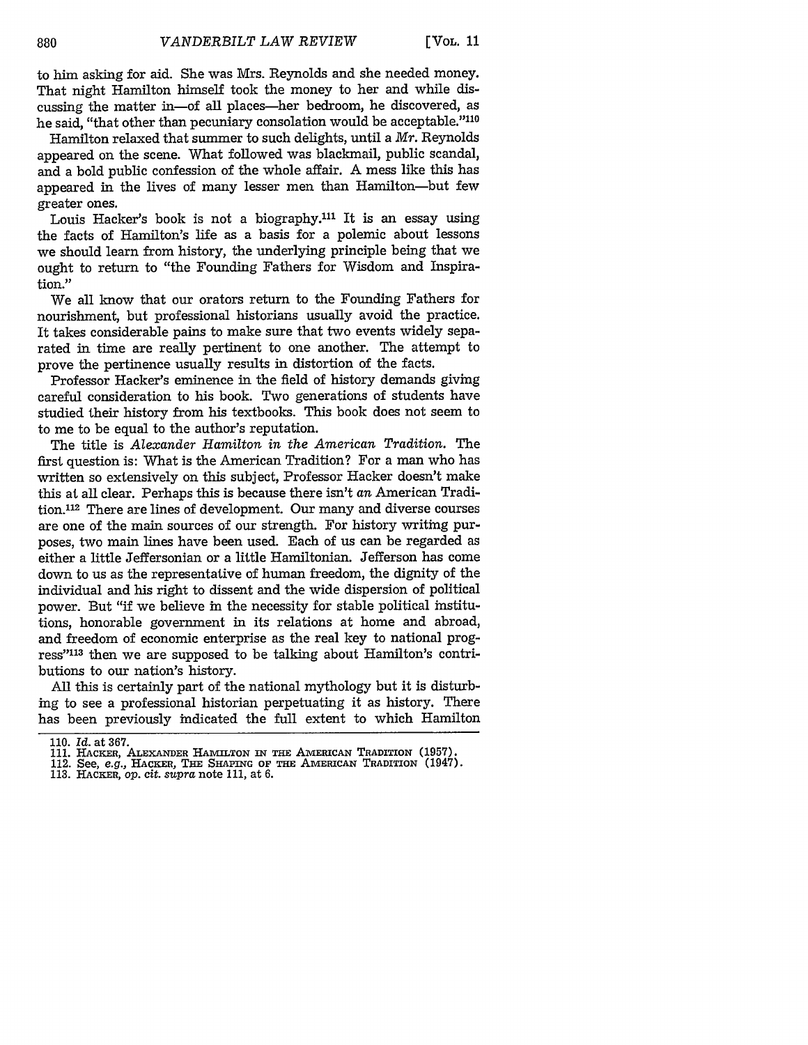to him asking for aid. She was Mrs. Reynolds and she needed money. That night Hamilton himself took the money to her and while discussing the matter in—of all places—her bedroom, he discovered, as he said, "that other than pecuniary consolation would be acceptable."[110]

Hamilton relaxed that summer to such delights, until a *Mr.* Reynolds appeared on the scene. What followed was blackmail, public scandal, and a bold public confession of the whole affair. A mess like this has appeared in the lives of many lesser men than Hamilton—but few greater ones.

Louis Hacker's book is not a biography.[111] It is an essay using the facts of Hamilton's life as a basis for a polemic about lessons we should learn from history, the underlying principle being that we ought to return to "the Founding Fathers for Wisdom and Inspiration."

We all know that our orators return to the Founding Fathers for nourishment, but professional historians usually avoid the practice. It takes considerable pains to make sure that two events widely separated in time are really pertinent to one another. The attempt to prove the pertinence usually results in distortion of the facts.

Professor Hacker's eminence in the field of history demands giving careful consideration to his book. Two generations of students have studied their history from his textbooks. This book does not seem to to me to be equal to the author's reputation.

The title is *Alexander Hamilton in the American Tradition.* The first question is: What is the American Tradition? For a man who has written so extensively on this subject, Professor Hacker doesn't make this at all clear. Perhaps this is because there isn't *an* American Tradition.[112] There are lines of development. Our many and diverse courses are one of the main sources of our strength. For history writing purposes, two main lines have been used. Each of us can be regarded as either a little Jeffersonian or a little Hamiltonian. Jefferson has come down to us as the representative of human freedom, the dignity of the individual and his right to dissent and the wide dispersion of political power. But "if we believe in the necessity for stable political institutions, honorable government in its relations at home and abroad, and freedom of economic enterprise as the real key to national progress"[113] then we are supposed to be talking about Hamilton's contributions to our nation's history.

All this is certainly part of the national mythology but it is disturbing to see a professional historian perpetuating it as history. There has been previously indicated the full extent to which Hamilton

---

110. *Id.* at 367.
111. Hacker, Alexander Hamilton in the American Tradition (1957).
112. See, *e.g.*, Hacker, The Shaping of the American Tradition (1947).
113. Hacker, *op. cit. supra* note 111, at 6.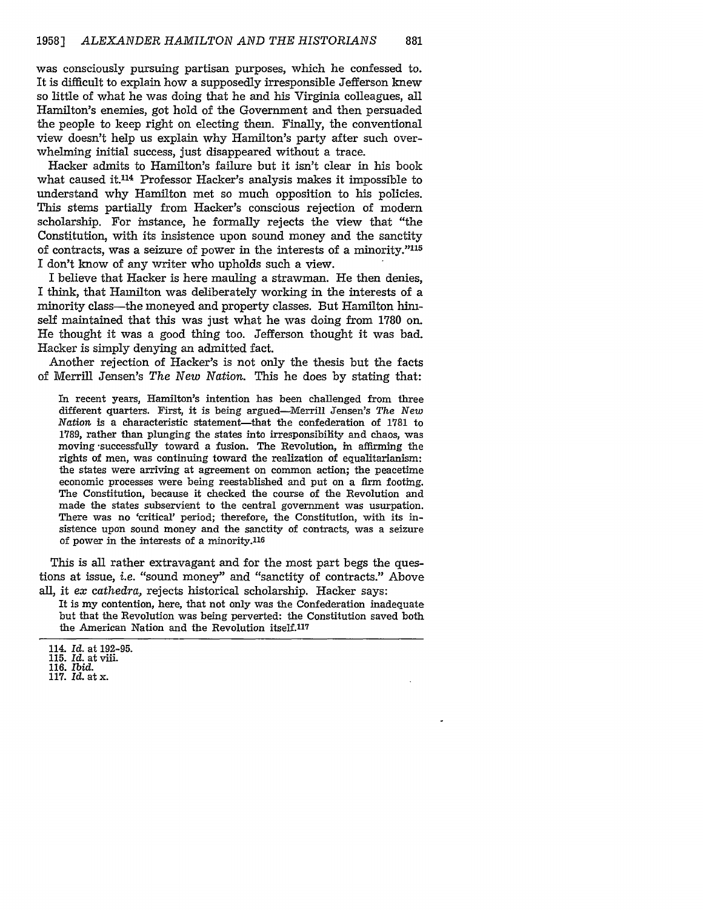was consciously pursuing partisan purposes, which he confessed to. It is difficult to explain how a supposedly irresponsible Jefferson knew so little of what he was doing that he and his Virginia colleagues, all Hamilton's enemies, got hold of the Government and then persuaded the people to keep right on electing them. Finally, the conventional view doesn't help us explain why Hamilton's party after such overwhelming initial success, just disappeared without a trace.

Hacker admits to Hamilton's failure but it isn't clear in his book what caused it.[114] Professor Hacker's analysis makes it impossible to understand why Hamilton met so much opposition to his policies. This stems partially from Hacker's conscious rejection of modern scholarship. For instance, he formally rejects the view that "the Constitution, with its insistence upon sound money and the sanctity of contracts, was a seizure of power in the interests of a minority."[115] I don't know of any writer who upholds such a view.

I believe that Hacker is here mauling a strawman. He then denies, I think, that Hamilton was deliberately working in the interests of a minority class—the moneyed and property classes. But Hamilton himself maintained that this was just what he was doing from 1780 on. He thought it was a good thing too. Jefferson thought it was bad. Hacker is simply denying an admitted fact.

Another rejection of Hacker's is not only the thesis but the facts of Merrill Jensen's *The New Nation.* This he does by stating that:

> In recent years, Hamilton's intention has been challenged from three different quarters. First, it is being argued—Merrill Jensen's *The New Nation* is a characteristic statement—that the confederation of 1781 to 1789, rather than plunging the states into irresponsibility and chaos, was moving successfully toward a fusion. The Revolution, in affirming the rights of men, was continuing toward the realization of equalitarianism: the states were arriving at agreement on common action; the peacetime economic processes were being reestablished and put on a firm footing. The Constitution, because it checked the course of the Revolution and made the states subservient to the central government was usurpation. There was no 'critical' period; therefore, the Constitution, with its insistence upon sound money and the sanctity of contracts, was a seizure of power in the interests of a minority.[116]

This is all rather extravagant and for the most part begs the questions at issue, *i.e.* "sound money" and "sanctity of contracts." Above all, it *ex cathedra,* rejects historical scholarship. Hacker says:

> It is my contention, here, that not only was the Confederation inadequate but that the Revolution was being perverted: the Constitution saved both the American Nation and the Revolution itself.[117]

---

114. *Id.* at 192-95.
115. *Id.* at viii.
116. *Ibid.*
117. *Id.* at x.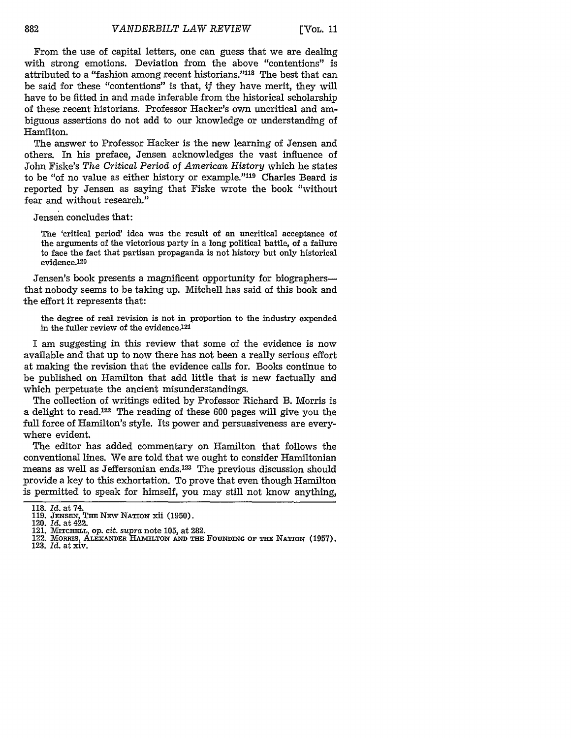From the use of capital letters, one can guess that we are dealing with strong emotions. Deviation from the above "contentions" is attributed to a "fashion among recent historians."[118] The best that can be said for these "contentions" is that, *if* they have merit, they will have to be fitted in and made inferable from the historical scholarship of these recent historians. Professor Hacker's own uncritical and ambiguous assertions do not add to our knowledge or understanding of Hamilton.

The answer to Professor Hacker is the new learning of Jensen and others. In his preface, Jensen acknowledges the vast influence of John Fiske's *The Critical Period of American History* which he states to be "of no value as either history or example."[119] Charles Beard is reported by Jensen as saying that Fiske wrote the book "without fear and without research."

Jensen concludes that:

> The 'critical period' idea was the result of an uncritical acceptance of the arguments of the victorious party in a long political battle, of a failure to face the fact that partisan propaganda is not history but only historical evidence.[120]

Jensen's book presents a magnificent opportunity for biographers—that nobody seems to be taking up. Mitchell has said of this book and the effort it represents that:

> the degree of real revision is not in proportion to the industry expended in the fuller review of the evidence.[121]

I am suggesting in this review that some of the evidence is now available and that up to now there has not been a really serious effort at making the revision that the evidence calls for. Books continue to be published on Hamilton that add little that is new factually and which perpetuate the ancient misunderstandings.

The collection of writings edited by Professor Richard B. Morris is a delight to read.[122] The reading of these 600 pages will give you the full force of Hamilton's style. Its power and persuasiveness are everywhere evident.

The editor has added commentary on Hamilton that follows the conventional lines. We are told that we ought to consider Hamiltonian means as well as Jeffersonian ends.[123] The previous discussion should provide a key to this exhortation. To prove that even though Hamilton is permitted to speak for himself, you may still not know anything,

---

118. *Id.* at 74.
119. JENSEN, THE NEW NATION xii (1950).
120. *Id.* at 422.
121. MITCHELL, *op. cit. supra* note 105, at 282.
122. MORRIS, ALEXANDER HAMILTON AND THE FOUNDING OF THE NATION (1957).
123. *Id.* at xiv.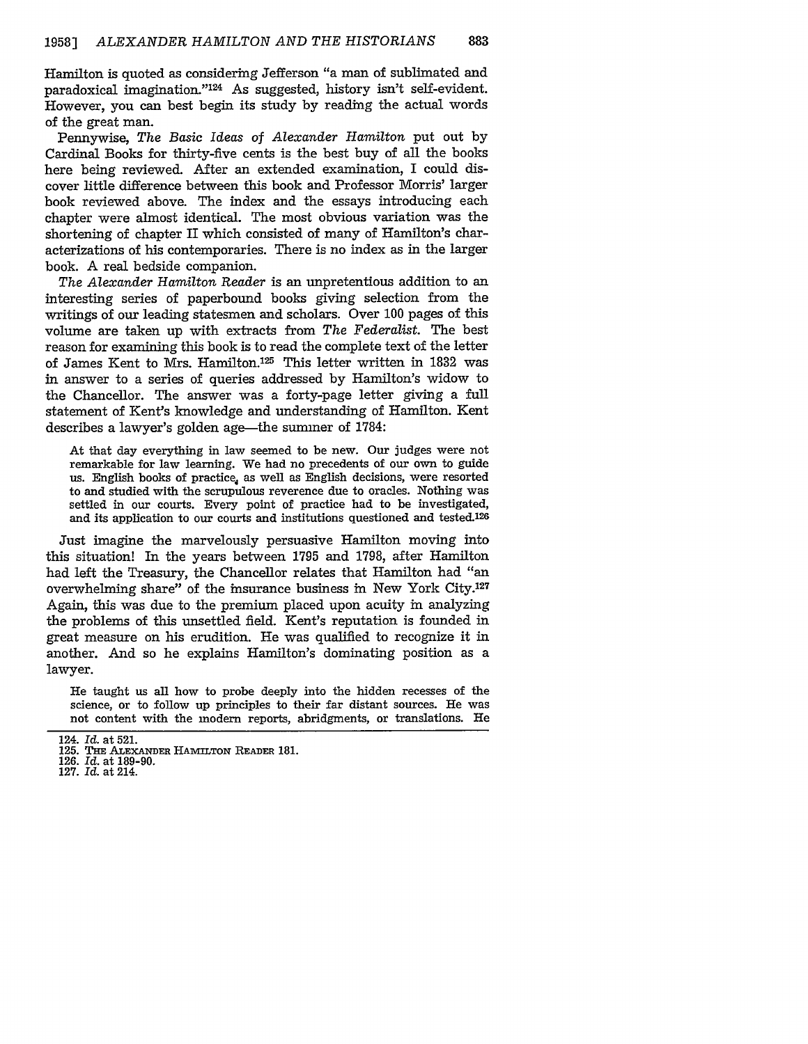Hamilton is quoted as considering Jefferson "a man of sublimated and paradoxical imagination."[124] As suggested, history isn't self-evident. However, you can best begin its study by reading the actual words of the great man.

Pennywise, *The Basic Ideas of Alexander Hamilton* put out by Cardinal Books for thirty-five cents is the best buy of all the books here being reviewed. After an extended examination, I could discover little difference between this book and Professor Morris' larger book reviewed above. The index and the essays introducing each chapter were almost identical. The most obvious variation was the shortening of chapter II which consisted of many of Hamilton's characterizations of his contemporaries. There is no index as in the larger book. A real bedside companion.

*The Alexander Hamilton Reader* is an unpretentious addition to an interesting series of paperbound books giving selection from the writings of our leading statesmen and scholars. Over 100 pages of this volume are taken up with extracts from *The Federalist.* The best reason for examining this book is to read the complete text of the letter of James Kent to Mrs. Hamilton.[125] This letter written in 1832 was in answer to a series of queries addressed by Hamilton's widow to the Chancellor. The answer was a forty-page letter giving a full statement of Kent's knowledge and understanding of Hamilton. Kent describes a lawyer's golden age—the summer of 1784:

> At that day everything in law seemed to be new. Our judges were not remarkable for law learning. We had no precedents of our own to guide us. English books of practice, as well as English decisions, were resorted to and studied with the scrupulous reverence due to oracles. Nothing was settled in our courts. Every point of practice had to be investigated, and its application to our courts and institutions questioned and tested.[126]

Just imagine the marvelously persuasive Hamilton moving into this situation! In the years between 1795 and 1798, after Hamilton had left the Treasury, the Chancellor relates that Hamilton had "an overwhelming share" of the insurance business in New York City.[127] Again, this was due to the premium placed upon acuity in analyzing the problems of this unsettled field. Kent's reputation is founded in great measure on his erudition. He was qualified to recognize it in another. And so he explains Hamilton's dominating position as a lawyer.

> He taught us all how to probe deeply into the hidden recesses of the science, or to follow up principles to their far distant sources. He was not content with the modern reports, abridgments, or translations. He

124. *Id.* at 521.
125. THE ALEXANDER HAMILTON READER 181.
126. *Id.* at 189-90.
127. *Id.* at 214.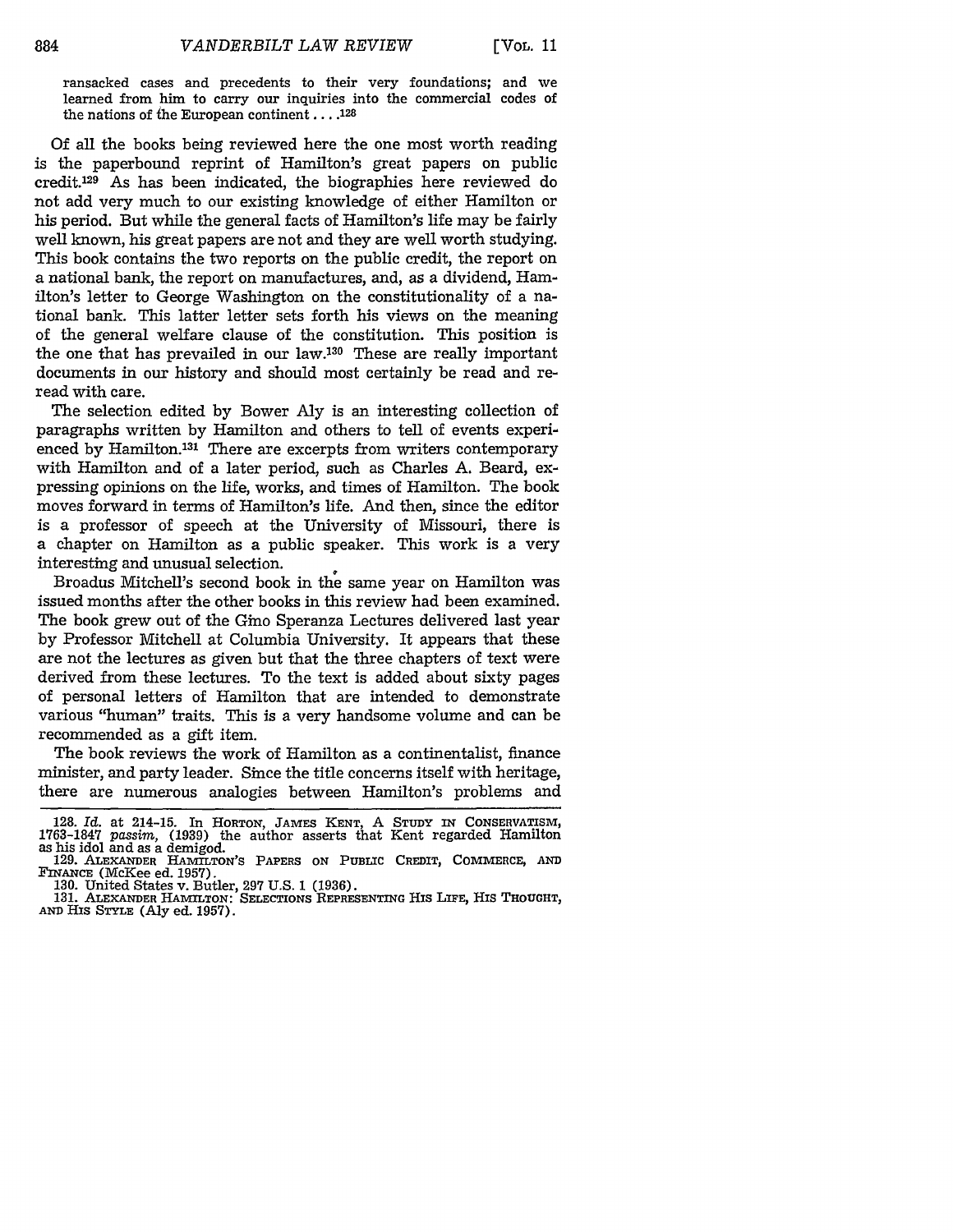> ransacked cases and precedents to their very foundations; and we learned from him to carry our inquiries into the commercial codes of the nations of the European continent . . . .[128]

Of all the books being reviewed here the one most worth reading is the paperbound reprint of Hamilton's great papers on public credit.[129] As has been indicated, the biographies here reviewed do not add very much to our existing knowledge of either Hamilton or his period. But while the general facts of Hamilton's life may be fairly well known, his great papers are not and they are well worth studying. This book contains the two reports on the public credit, the report on a national bank, the report on manufactures, and, as a dividend, Hamilton's letter to George Washington on the constitutionality of a national bank. This latter letter sets forth his views on the meaning of the general welfare clause of the constitution. This position is the one that has prevailed in our law.[130] These are really important documents in our history and should most certainly be read and reread with care.

The selection edited by Bower Aly is an interesting collection of paragraphs written by Hamilton and others to tell of events experienced by Hamilton.[131] There are excerpts from writers contemporary with Hamilton and of a later period, such as Charles A. Beard, expressing opinions on the life, works, and times of Hamilton. The book moves forward in terms of Hamilton's life. And then, since the editor is a professor of speech at the University of Missouri, there is a chapter on Hamilton as a public speaker. This work is a very interesting and unusual selection.

Broadus Mitchell's second book in the same year on Hamilton was issued months after the other books in this review had been examined. The book grew out of the Gino Speranza Lectures delivered last year by Professor Mitchell at Columbia University. It appears that these are not the lectures as given but that the three chapters of text were derived from these lectures. To the text is added about sixty pages of personal letters of Hamilton that are intended to demonstrate various "human" traits. This is a very handsome volume and can be recommended as a gift item.

The book reviews the work of Hamilton as a continentalist, finance minister, and party leader. Since the title concerns itself with heritage, there are numerous analogies between Hamilton's problems and

---

128. *Id.* at 214-15. In HORTON, JAMES KENT, A STUDY IN CONSERVATISM, 1763-1847 *passim*, (1939) the author asserts that Kent regarded Hamilton as his idol and as a demigod.

129. ALEXANDER HAMILTON'S PAPERS ON PUBLIC CREDIT, COMMERCE, AND FINANCE (McKee ed. 1957).

130. United States v. Butler, 297 U.S. 1 (1936).

131. ALEXANDER HAMILTON: SELECTIONS REPRESENTING HIS LIFE, HIS THOUGHT, AND HIS STYLE (Aly ed. 1957).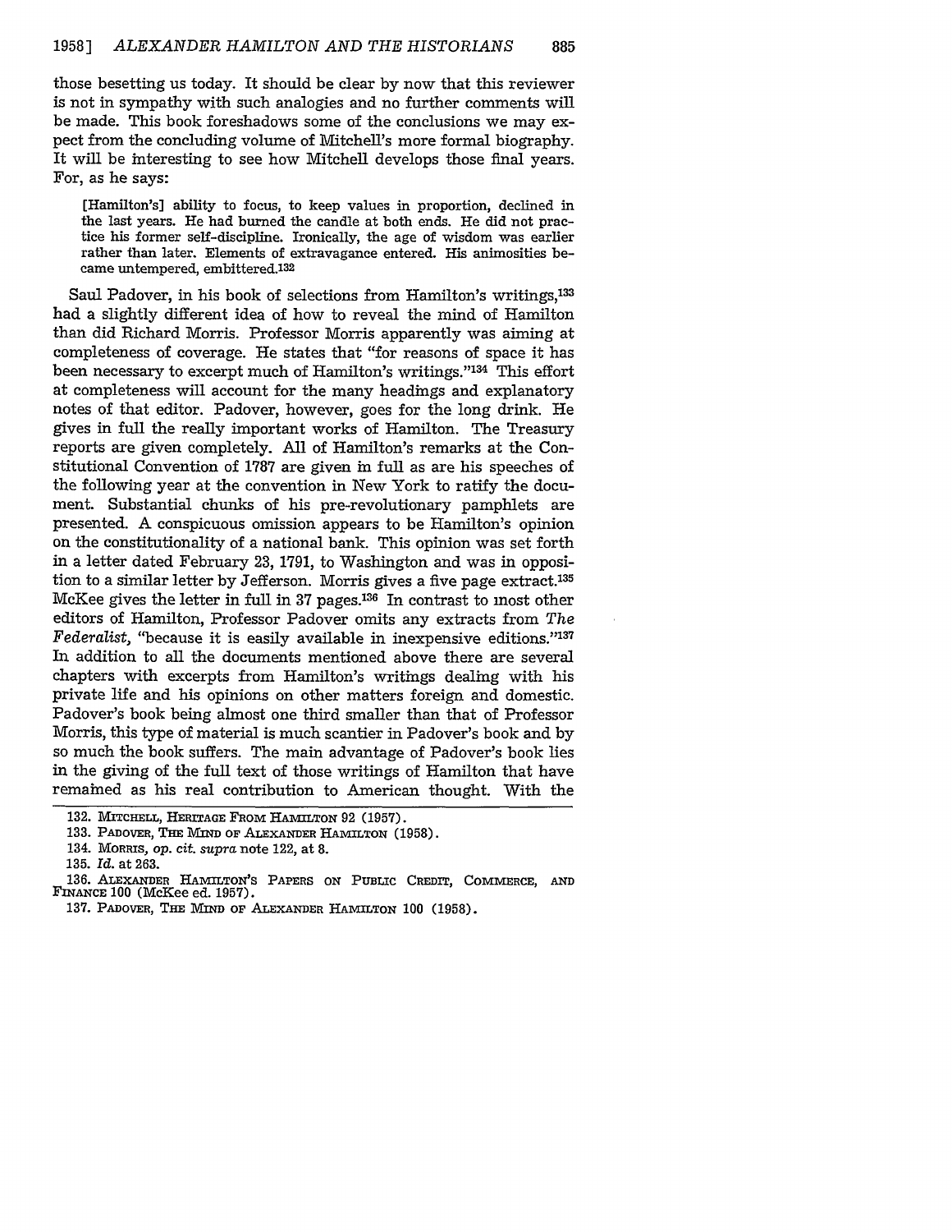those besetting us today. It should be clear by now that this reviewer is not in sympathy with such analogies and no further comments will be made. This book foreshadows some of the conclusions we may expect from the concluding volume of Mitchell's more formal biography. It will be interesting to see how Mitchell develops those final years. For, as he says:

> [Hamilton's] ability to focus, to keep values in proportion, declined in the last years. He had burned the candle at both ends. He did not practice his former self-discipline. Ironically, the age of wisdom was earlier rather than later. Elements of extravagance entered. His animosities became untempered, embittered.[132]

Saul Padover, in his book of selections from Hamilton's writings,[133] had a slightly different idea of how to reveal the mind of Hamilton than did Richard Morris. Professor Morris apparently was aiming at completeness of coverage. He states that "for reasons of space it has been necessary to excerpt much of Hamilton's writings."[134] This effort at completeness will account for the many headings and explanatory notes of that editor. Padover, however, goes for the long drink. He gives in full the really important works of Hamilton. The Treasury reports are given completely. All of Hamilton's remarks at the Constitutional Convention of 1787 are given in full as are his speeches of the following year at the convention in New York to ratify the document. Substantial chunks of his pre-revolutionary pamphlets are presented. A conspicuous omission appears to be Hamilton's opinion on the constitutionality of a national bank. This opinion was set forth in a letter dated February 23, 1791, to Washington and was in opposition to a similar letter by Jefferson. Morris gives a five page extract.[135] McKee gives the letter in full in 37 pages.[136] In contrast to most other editors of Hamilton, Professor Padover omits any extracts from *The Federalist*, "because it is easily available in inexpensive editions."[137] In addition to all the documents mentioned above there are several chapters with excerpts from Hamilton's writings dealing with his private life and his opinions on other matters foreign and domestic. Padover's book being almost one third smaller than that of Professor Morris, this type of material is much scantier in Padover's book and by so much the book suffers. The main advantage of Padover's book lies in the giving of the full text of those writings of Hamilton that have remained as his real contribution to American thought. With the

---

132. MITCHELL, HERITAGE FROM HAMILTON 92 (1957).

133. PADOVER, THE MIND OF ALEXANDER HAMILTON (1958).

134. MORRIS, *op. cit. supra* note 122, at 8.

135. *Id.* at 263.

136. ALEXANDER HAMILTON'S PAPERS ON PUBLIC CREDIT, COMMERCE, AND FINANCE 100 (McKee ed. 1957).

137. PADOVER, THE MIND OF ALEXANDER HAMILTON 100 (1958).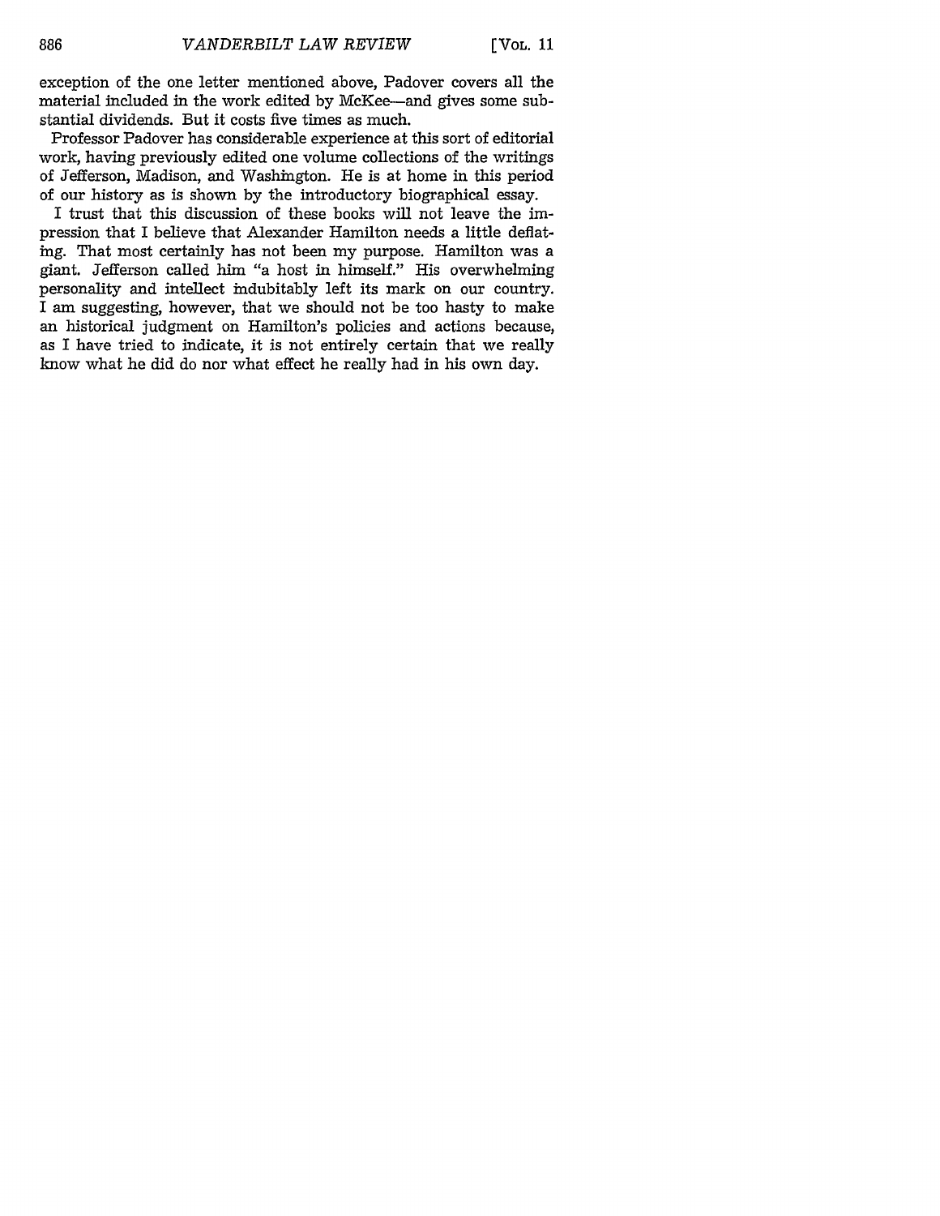exception of the one letter mentioned above, Padover covers all the material included in the work edited by McKee—and gives some substantial dividends. But it costs five times as much.

Professor Padover has considerable experience at this sort of editorial work, having previously edited one volume collections of the writings of Jefferson, Madison, and Washington. He is at home in this period of our history as is shown by the introductory biographical essay.

I trust that this discussion of these books will not leave the impression that I believe that Alexander Hamilton needs a little deflating. That most certainly has not been my purpose. Hamilton was a giant. Jefferson called him "a host in himself." His overwhelming personality and intellect indubitably left its mark on our country. I am suggesting, however, that we should not be too hasty to make an historical judgment on Hamilton's policies and actions because, as I have tried to indicate, it is not entirely certain that we really know what he did do nor what effect he really had in his own day.